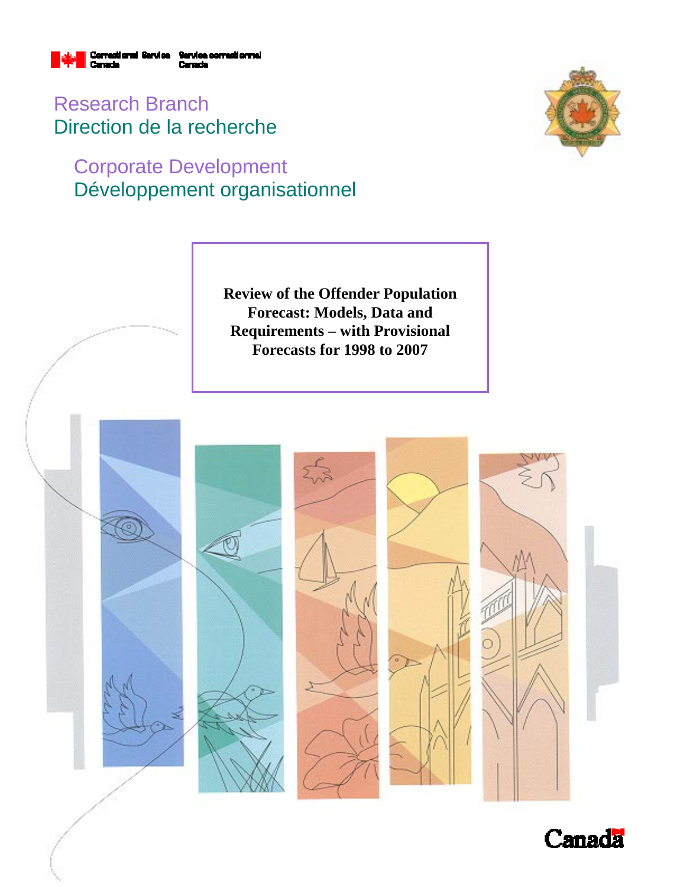Correctional Service Canada | Service correctionnel Canada

Research Branch
Direction de la recherche

Corporate Development
Développement organisationnel

# Review of the Offender Population Forecast: Models, Data and Requirements – with Provisional Forecasts for 1998 to 2007

Canada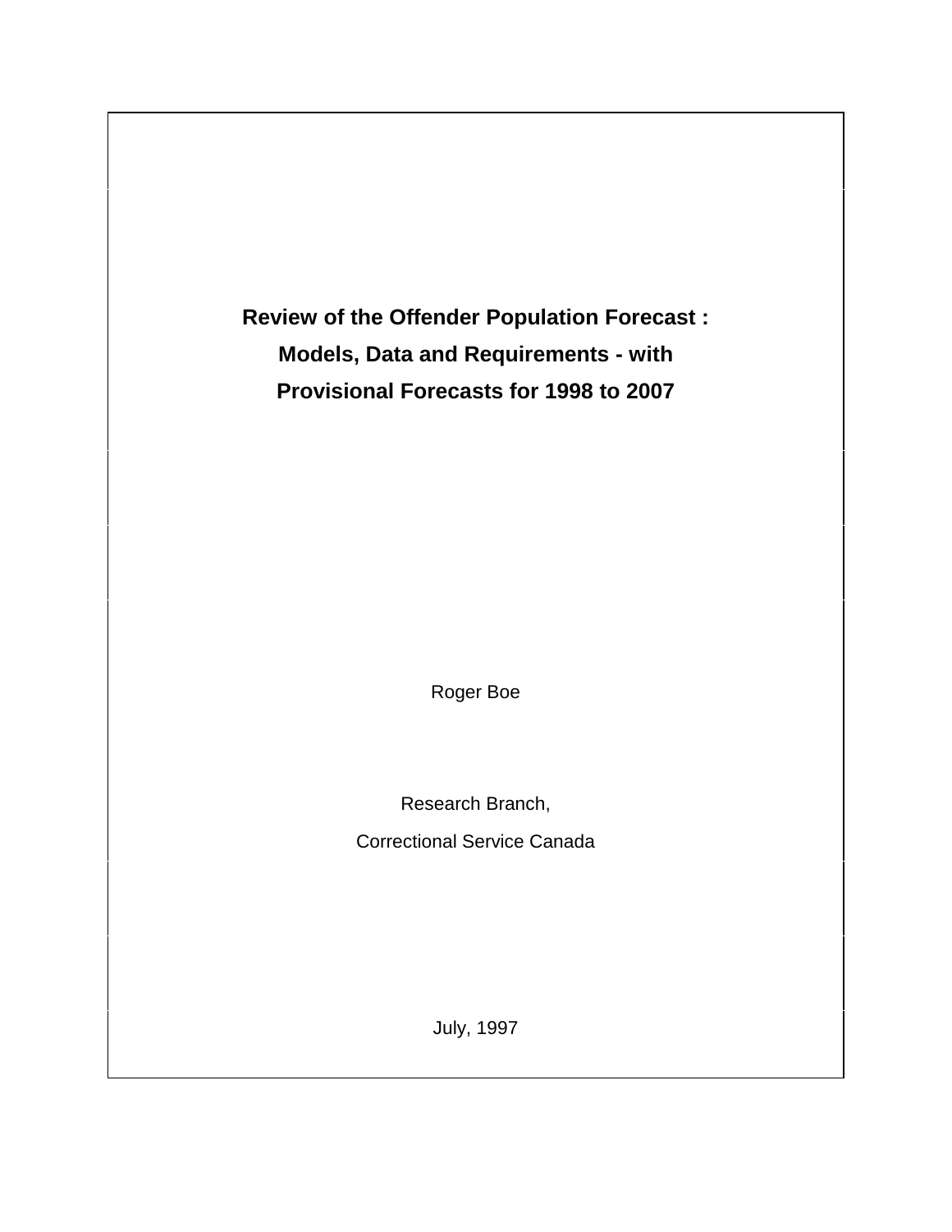# Review of the Offender Population Forecast : Models, Data and Requirements - with Provisional Forecasts for 1998 to 2007

Roger Boe

Research Branch,

Correctional Service Canada

July, 1997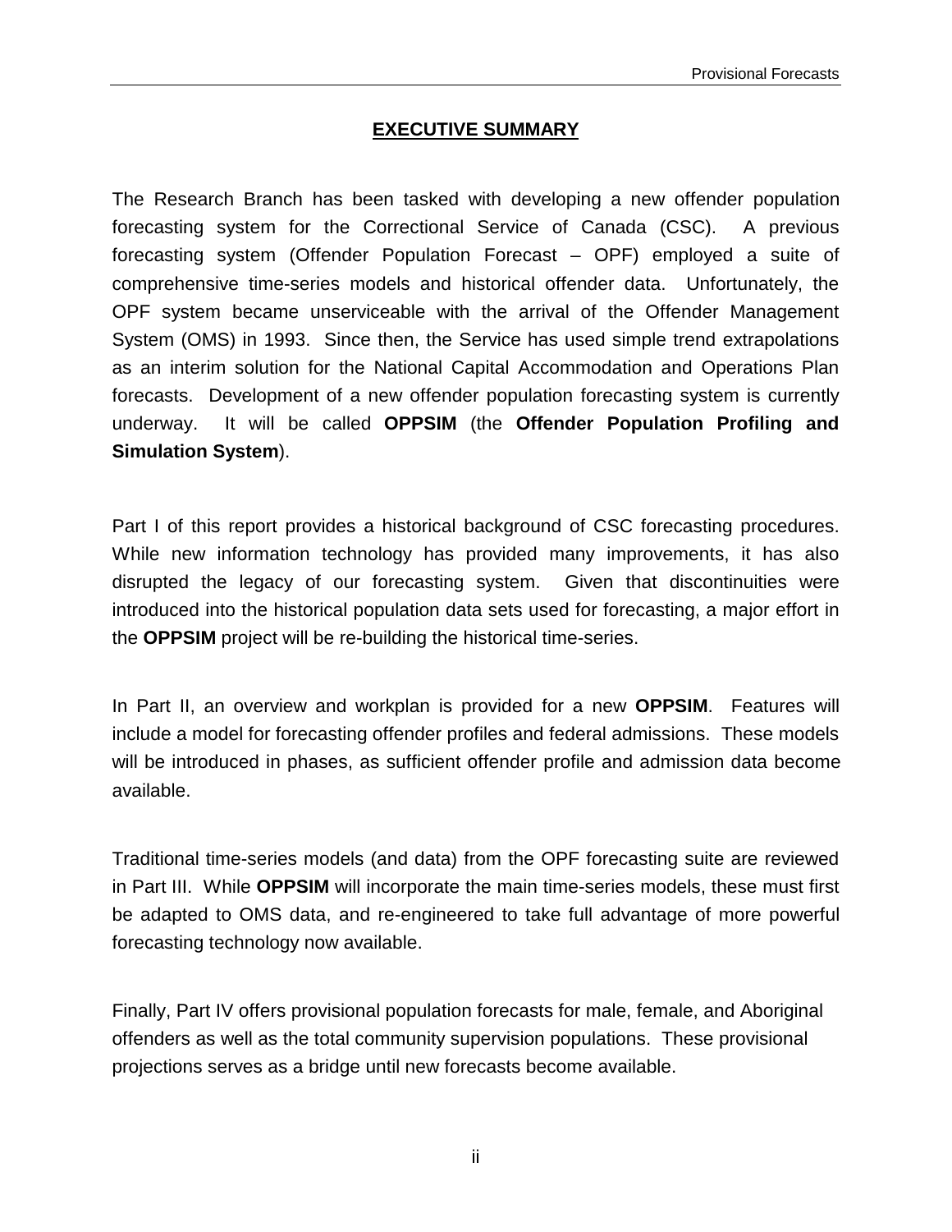## EXECUTIVE SUMMARY

The Research Branch has been tasked with developing a new offender population forecasting system for the Correctional Service of Canada (CSC). A previous forecasting system (Offender Population Forecast – OPF) employed a suite of comprehensive time-series models and historical offender data. Unfortunately, the OPF system became unserviceable with the arrival of the Offender Management System (OMS) in 1993. Since then, the Service has used simple trend extrapolations as an interim solution for the National Capital Accommodation and Operations Plan forecasts. Development of a new offender population forecasting system is currently underway. It will be called **OPPSIM** (the **Offender Population Profiling and Simulation System**).

Part I of this report provides a historical background of CSC forecasting procedures. While new information technology has provided many improvements, it has also disrupted the legacy of our forecasting system. Given that discontinuities were introduced into the historical population data sets used for forecasting, a major effort in the **OPPSIM** project will be re-building the historical time-series.

In Part II, an overview and workplan is provided for a new **OPPSIM**. Features will include a model for forecasting offender profiles and federal admissions. These models will be introduced in phases, as sufficient offender profile and admission data become available.

Traditional time-series models (and data) from the OPF forecasting suite are reviewed in Part III. While **OPPSIM** will incorporate the main time-series models, these must first be adapted to OMS data, and re-engineered to take full advantage of more powerful forecasting technology now available.

Finally, Part IV offers provisional population forecasts for male, female, and Aboriginal offenders as well as the total community supervision populations. These provisional projections serves as a bridge until new forecasts become available.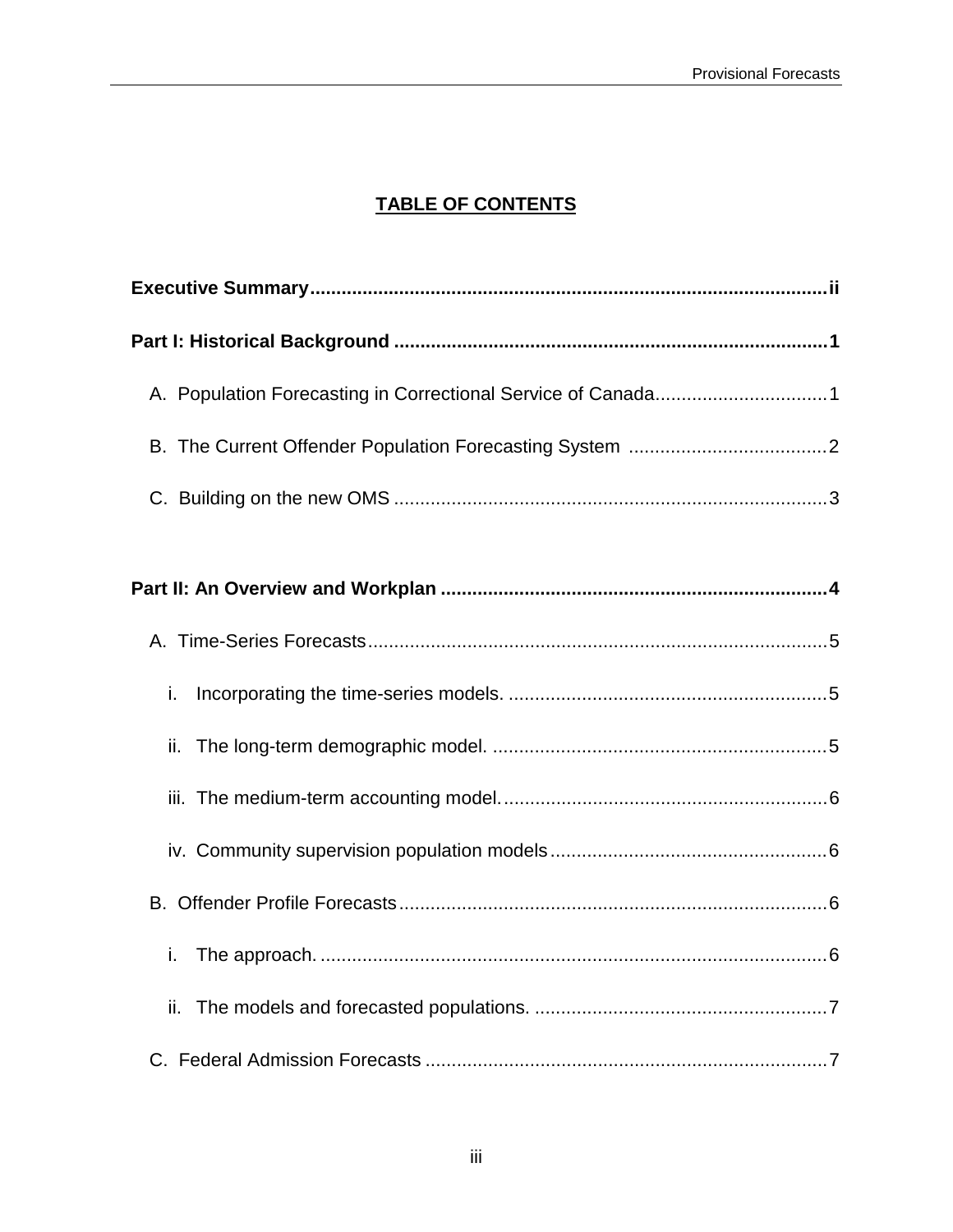## TABLE OF CONTENTS

**Executive Summary** ..................................................................... ii

**Part I: Historical Background** ..................................................................... 1

- A. Population Forecasting in Correctional Service of Canada ..................................................................... 1
- B. The Current Offender Population Forecasting System ..................................................................... 2
- C. Building on the new OMS ..................................................................... 3

**Part II: An Overview and Workplan** ..................................................................... 4

- A. Time-Series Forecasts ..................................................................... 5
  - i. Incorporating the time-series models. ..................................................................... 5
  - ii. The long-term demographic model. ..................................................................... 5
  - iii. The medium-term accounting model. ..................................................................... 6
  - iv. Community supervision population models ..................................................................... 6
- B. Offender Profile Forecasts ..................................................................... 6
  - i. The approach. ..................................................................... 6
  - ii. The models and forecasted populations. ..................................................................... 7
- C. Federal Admission Forecasts ..................................................................... 7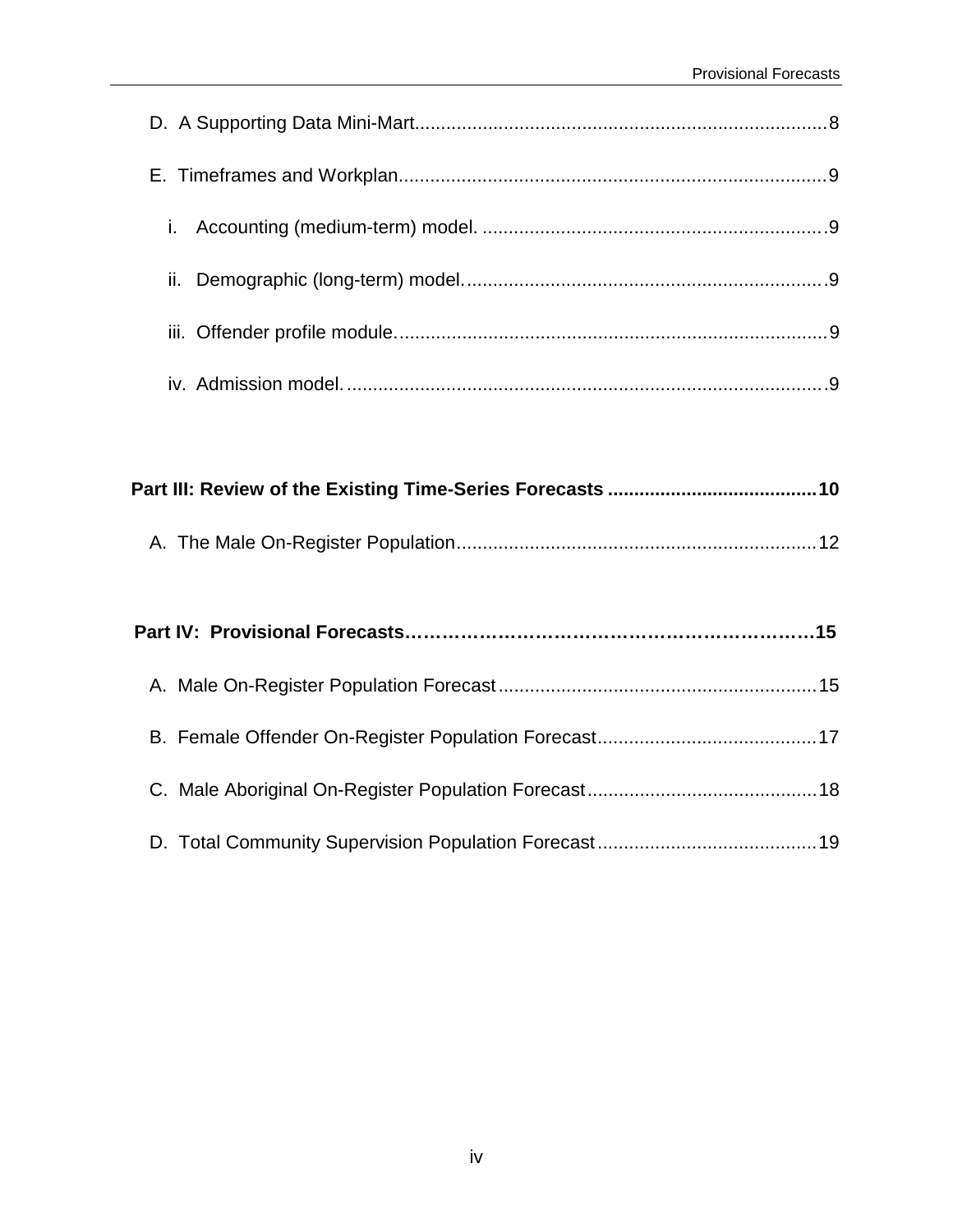D. A Supporting Data Mini-Mart....8

E. Timeframes and Workplan....9

i. Accounting (medium-term) model. ....9

ii. Demographic (long-term) model....9

iii. Offender profile module....9

iv. Admission model....9

**Part III: Review of the Existing Time-Series Forecasts ....10**

A. The Male On-Register Population....12

**Part IV: Provisional Forecasts....15**

A. Male On-Register Population Forecast....15

B. Female Offender On-Register Population Forecast....17

C. Male Aboriginal On-Register Population Forecast....18

D. Total Community Supervision Population Forecast....19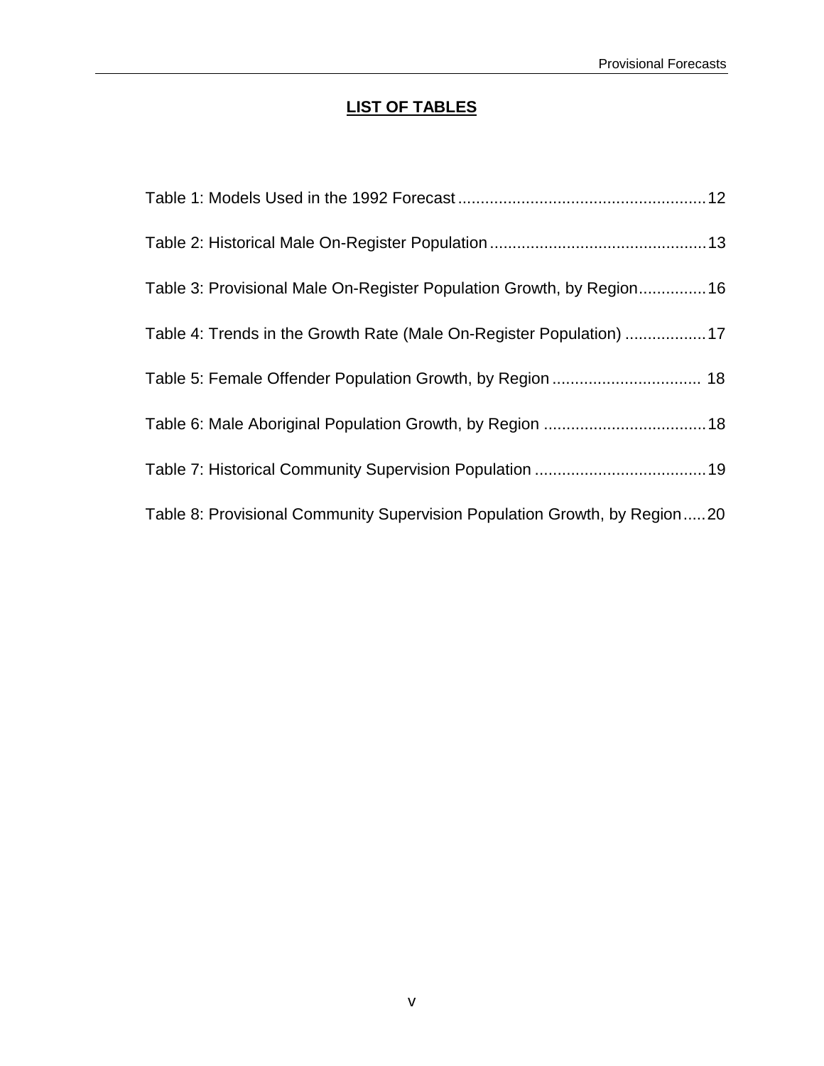# LIST OF TABLES

Table 1: Models Used in the 1992 Forecast ....................................................... 12

Table 2: Historical Male On-Register Population ................................................ 13

Table 3: Provisional Male On-Register Population Growth, by Region ............... 16

Table 4: Trends in the Growth Rate (Male On-Register Population) .................. 17

Table 5: Female Offender Population Growth, by Region ................................. 18

Table 6: Male Aboriginal Population Growth, by Region .................................... 18

Table 7: Historical Community Supervision Population ...................................... 19

Table 8: Provisional Community Supervision Population Growth, by Region ..... 20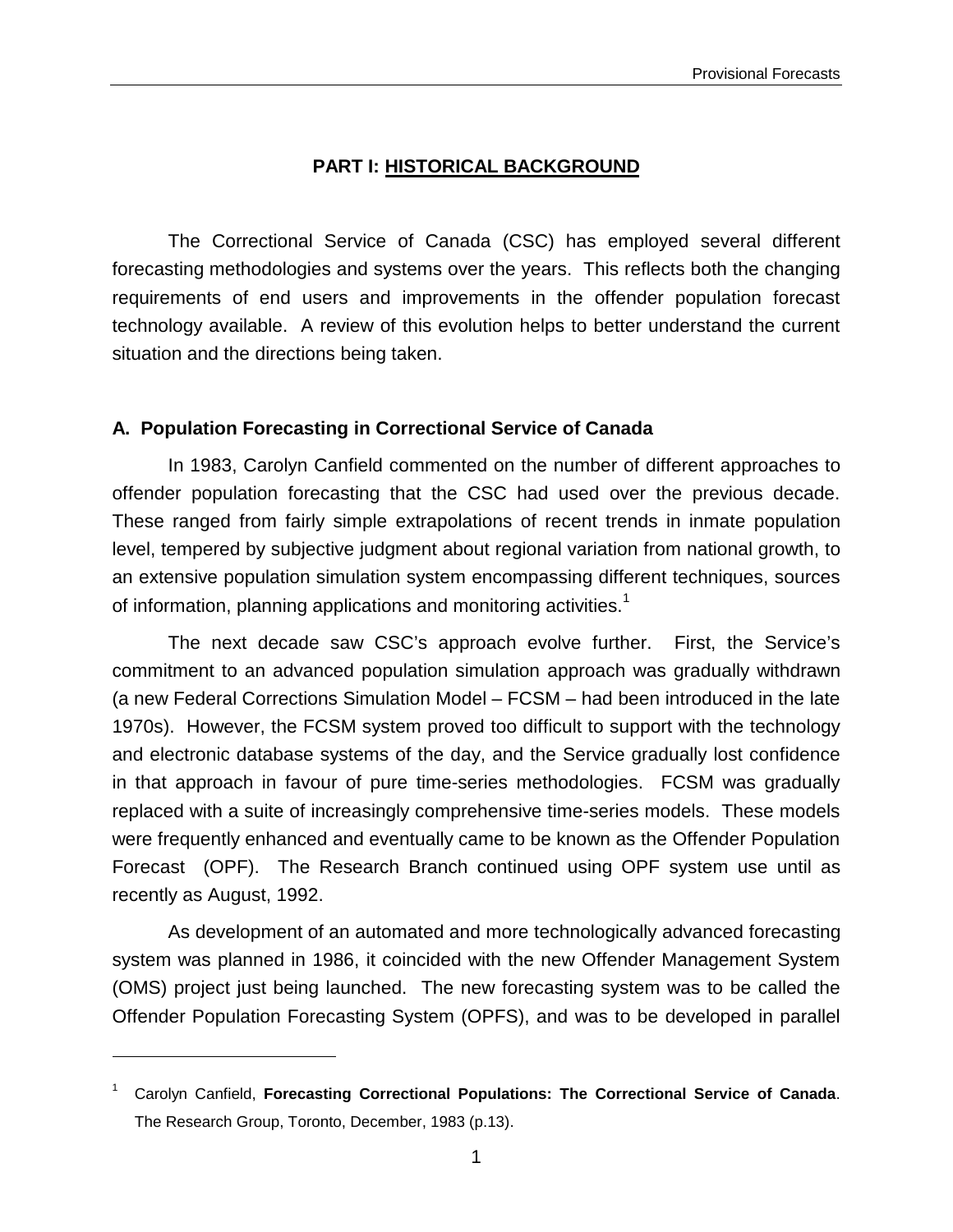# PART I: <u>HISTORICAL BACKGROUND</u>

The Correctional Service of Canada (CSC) has employed several different forecasting methodologies and systems over the years. This reflects both the changing requirements of end users and improvements in the offender population forecast technology available. A review of this evolution helps to better understand the current situation and the directions being taken.

## A. Population Forecasting in Correctional Service of Canada

In 1983, Carolyn Canfield commented on the number of different approaches to offender population forecasting that the CSC had used over the previous decade. These ranged from fairly simple extrapolations of recent trends in inmate population level, tempered by subjective judgment about regional variation from national growth, to an extensive population simulation system encompassing different techniques, sources of information, planning applications and monitoring activities.[1]

The next decade saw CSC's approach evolve further. First, the Service's commitment to an advanced population simulation approach was gradually withdrawn (a new Federal Corrections Simulation Model – FCSM – had been introduced in the late 1970s). However, the FCSM system proved too difficult to support with the technology and electronic database systems of the day, and the Service gradually lost confidence in that approach in favour of pure time-series methodologies. FCSM was gradually replaced with a suite of increasingly comprehensive time-series models. These models were frequently enhanced and eventually came to be known as the Offender Population Forecast (OPF). The Research Branch continued using OPF system use until as recently as August, 1992.

As development of an automated and more technologically advanced forecasting system was planned in 1986, it coincided with the new Offender Management System (OMS) project just being launched. The new forecasting system was to be called the Offender Population Forecasting System (OPFS), and was to be developed in parallel

---

[1] Carolyn Canfield, **Forecasting Correctional Populations: The Correctional Service of Canada**. The Research Group, Toronto, December, 1983 (p.13).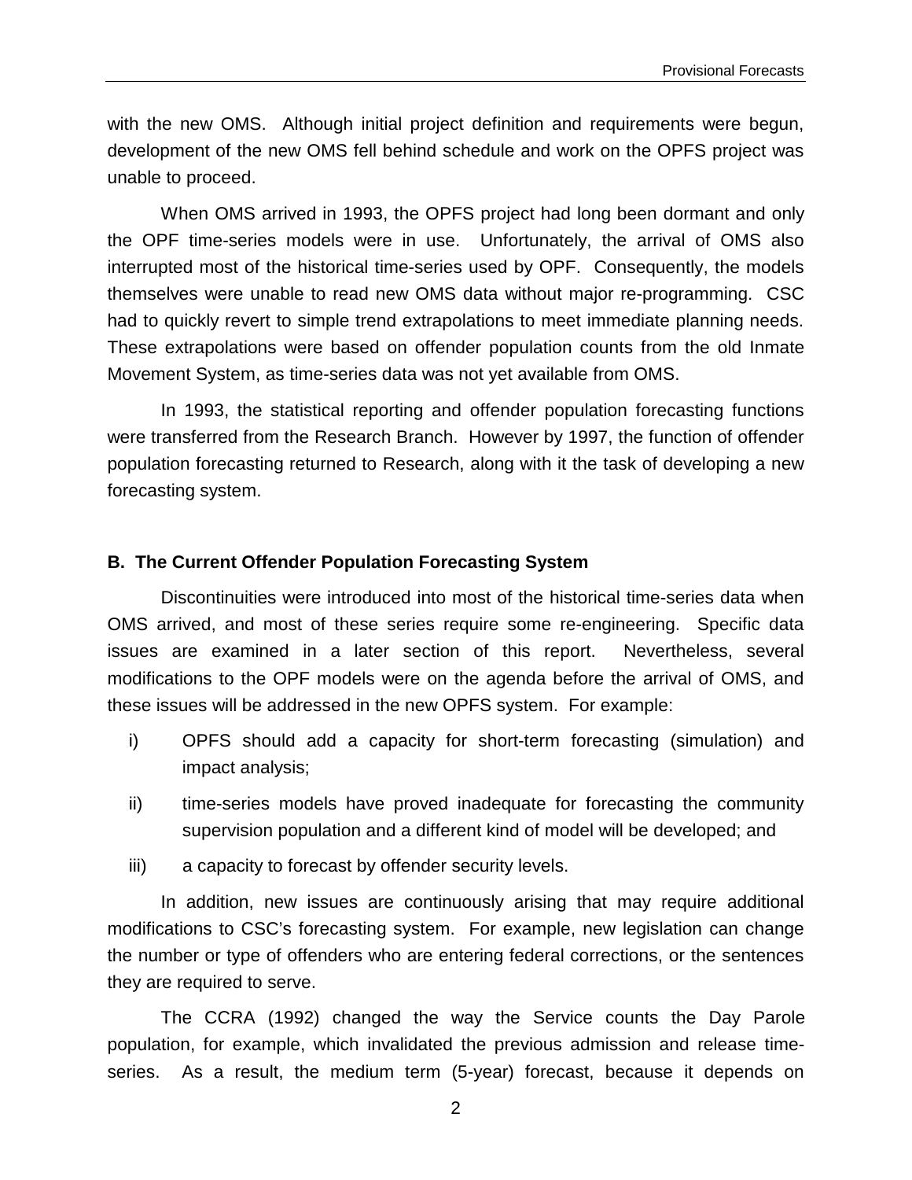with the new OMS. Although initial project definition and requirements were begun, development of the new OMS fell behind schedule and work on the OPFS project was unable to proceed.

When OMS arrived in 1993, the OPFS project had long been dormant and only the OPF time-series models were in use. Unfortunately, the arrival of OMS also interrupted most of the historical time-series used by OPF. Consequently, the models themselves were unable to read new OMS data without major re-programming. CSC had to quickly revert to simple trend extrapolations to meet immediate planning needs. These extrapolations were based on offender population counts from the old Inmate Movement System, as time-series data was not yet available from OMS.

In 1993, the statistical reporting and offender population forecasting functions were transferred from the Research Branch. However by 1997, the function of offender population forecasting returned to Research, along with it the task of developing a new forecasting system.

### B. The Current Offender Population Forecasting System

Discontinuities were introduced into most of the historical time-series data when OMS arrived, and most of these series require some re-engineering. Specific data issues are examined in a later section of this report. Nevertheless, several modifications to the OPF models were on the agenda before the arrival of OMS, and these issues will be addressed in the new OPFS system. For example:

i) OPFS should add a capacity for short-term forecasting (simulation) and impact analysis;

ii) time-series models have proved inadequate for forecasting the community supervision population and a different kind of model will be developed; and

iii) a capacity to forecast by offender security levels.

In addition, new issues are continuously arising that may require additional modifications to CSC's forecasting system. For example, new legislation can change the number or type of offenders who are entering federal corrections, or the sentences they are required to serve.

The CCRA (1992) changed the way the Service counts the Day Parole population, for example, which invalidated the previous admission and release time-series. As a result, the medium term (5-year) forecast, because it depends on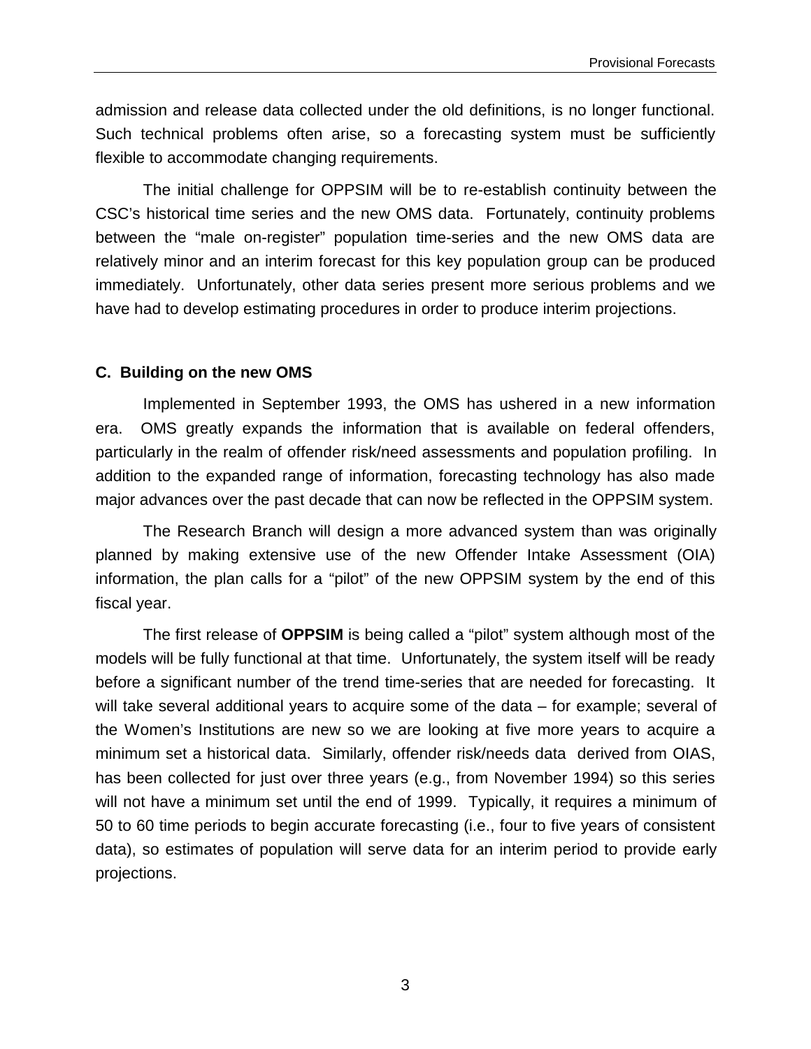admission and release data collected under the old definitions, is no longer functional. Such technical problems often arise, so a forecasting system must be sufficiently flexible to accommodate changing requirements.

The initial challenge for OPPSIM will be to re-establish continuity between the CSC's historical time series and the new OMS data. Fortunately, continuity problems between the "male on-register" population time-series and the new OMS data are relatively minor and an interim forecast for this key population group can be produced immediately. Unfortunately, other data series present more serious problems and we have had to develop estimating procedures in order to produce interim projections.

### C. Building on the new OMS

Implemented in September 1993, the OMS has ushered in a new information era. OMS greatly expands the information that is available on federal offenders, particularly in the realm of offender risk/need assessments and population profiling. In addition to the expanded range of information, forecasting technology has also made major advances over the past decade that can now be reflected in the OPPSIM system.

The Research Branch will design a more advanced system than was originally planned by making extensive use of the new Offender Intake Assessment (OIA) information, the plan calls for a "pilot" of the new OPPSIM system by the end of this fiscal year.

The first release of **OPPSIM** is being called a "pilot" system although most of the models will be fully functional at that time. Unfortunately, the system itself will be ready before a significant number of the trend time-series that are needed for forecasting. It will take several additional years to acquire some of the data – for example; several of the Women's Institutions are new so we are looking at five more years to acquire a minimum set a historical data. Similarly, offender risk/needs data derived from OIAS, has been collected for just over three years (e.g., from November 1994) so this series will not have a minimum set until the end of 1999. Typically, it requires a minimum of 50 to 60 time periods to begin accurate forecasting (i.e., four to five years of consistent data), so estimates of population will serve data for an interim period to provide early projections.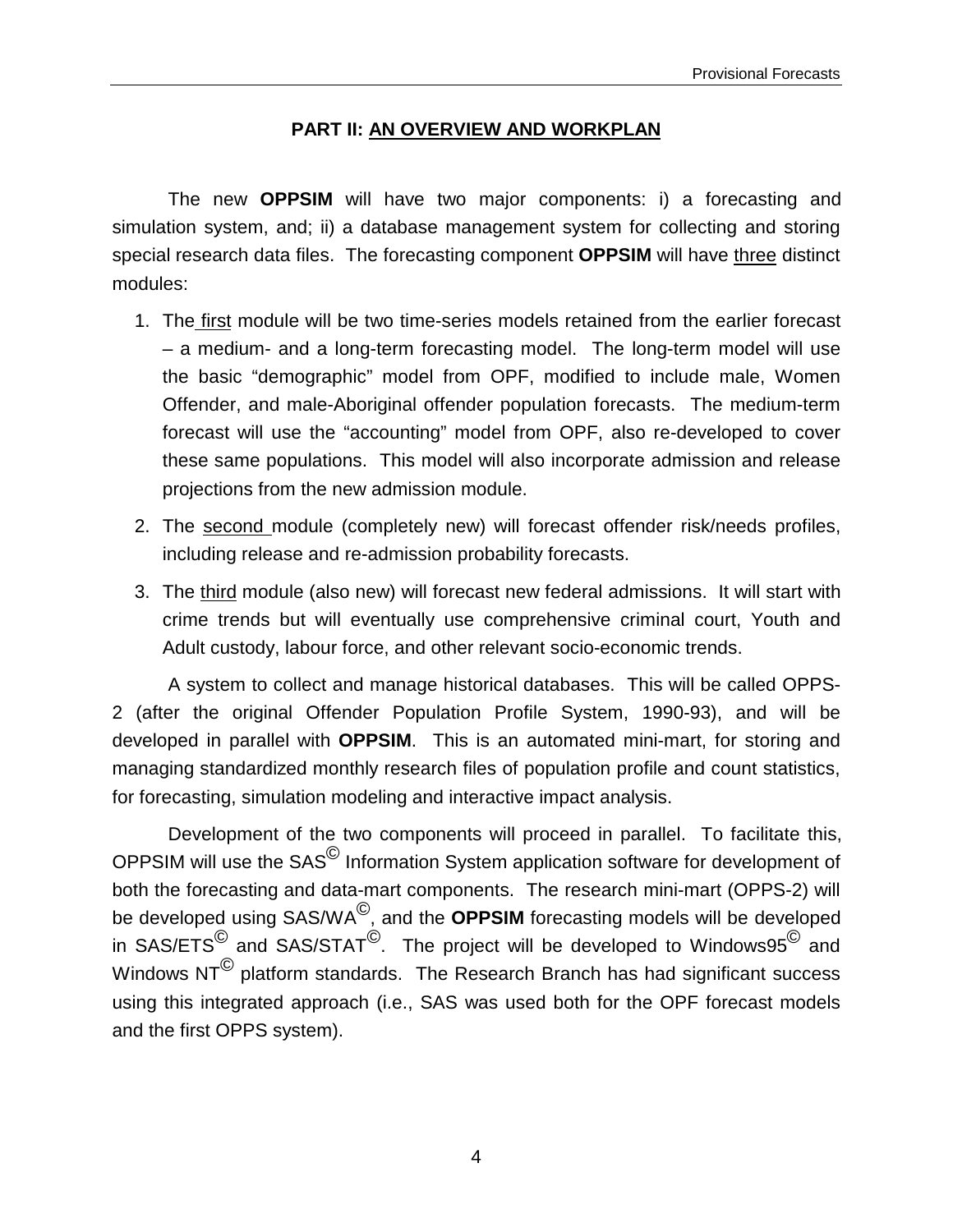## PART II: AN OVERVIEW AND WORKPLAN

The new **OPPSIM** will have two major components: i) a forecasting and simulation system, and; ii) a database management system for collecting and storing special research data files. The forecasting component **OPPSIM** will have three distinct modules:

1. The first module will be two time-series models retained from the earlier forecast – a medium- and a long-term forecasting model. The long-term model will use the basic "demographic" model from OPF, modified to include male, Women Offender, and male-Aboriginal offender population forecasts. The medium-term forecast will use the "accounting" model from OPF, also re-developed to cover these same populations. This model will also incorporate admission and release projections from the new admission module.
2. The second module (completely new) will forecast offender risk/needs profiles, including release and re-admission probability forecasts.
3. The third module (also new) will forecast new federal admissions. It will start with crime trends but will eventually use comprehensive criminal court, Youth and Adult custody, labour force, and other relevant socio-economic trends.

A system to collect and manage historical databases. This will be called OPPS-2 (after the original Offender Population Profile System, 1990-93), and will be developed in parallel with **OPPSIM**. This is an automated mini-mart, for storing and managing standardized monthly research files of population profile and count statistics, for forecasting, simulation modeling and interactive impact analysis.

Development of the two components will proceed in parallel. To facilitate this, OPPSIM will use the SAS© Information System application software for development of both the forecasting and data-mart components. The research mini-mart (OPPS-2) will be developed using SAS/WA©, and the **OPPSIM** forecasting models will be developed in SAS/ETS© and SAS/STAT©. The project will be developed to Windows95© and Windows NT© platform standards. The Research Branch has had significant success using this integrated approach (i.e., SAS was used both for the OPF forecast models and the first OPPS system).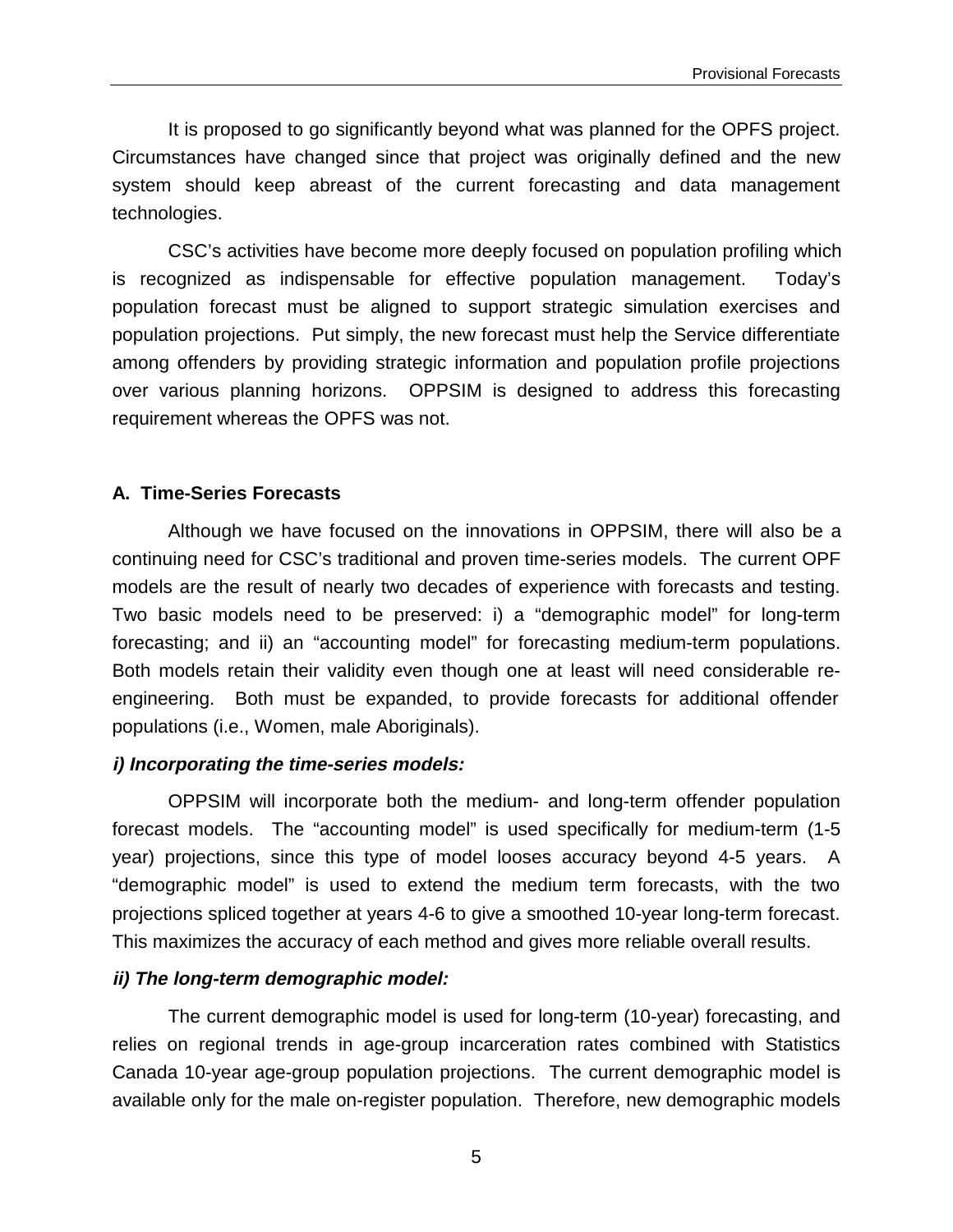It is proposed to go significantly beyond what was planned for the OPFS project. Circumstances have changed since that project was originally defined and the new system should keep abreast of the current forecasting and data management technologies.

CSC's activities have become more deeply focused on population profiling which is recognized as indispensable for effective population management. Today's population forecast must be aligned to support strategic simulation exercises and population projections. Put simply, the new forecast must help the Service differentiate among offenders by providing strategic information and population profile projections over various planning horizons. OPPSIM is designed to address this forecasting requirement whereas the OPFS was not.

### A. Time-Series Forecasts

Although we have focused on the innovations in OPPSIM, there will also be a continuing need for CSC's traditional and proven time-series models. The current OPF models are the result of nearly two decades of experience with forecasts and testing. Two basic models need to be preserved: i) a "demographic model" for long-term forecasting; and ii) an "accounting model" for forecasting medium-term populations. Both models retain their validity even though one at least will need considerable re-engineering. Both must be expanded, to provide forecasts for additional offender populations (i.e., Women, male Aboriginals).

#### *i) Incorporating the time-series models:*

OPPSIM will incorporate both the medium- and long-term offender population forecast models. The "accounting model" is used specifically for medium-term (1-5 year) projections, since this type of model looses accuracy beyond 4-5 years. A "demographic model" is used to extend the medium term forecasts, with the two projections spliced together at years 4-6 to give a smoothed 10-year long-term forecast. This maximizes the accuracy of each method and gives more reliable overall results.

#### *ii) The long-term demographic model:*

The current demographic model is used for long-term (10-year) forecasting, and relies on regional trends in age-group incarceration rates combined with Statistics Canada 10-year age-group population projections. The current demographic model is available only for the male on-register population. Therefore, new demographic models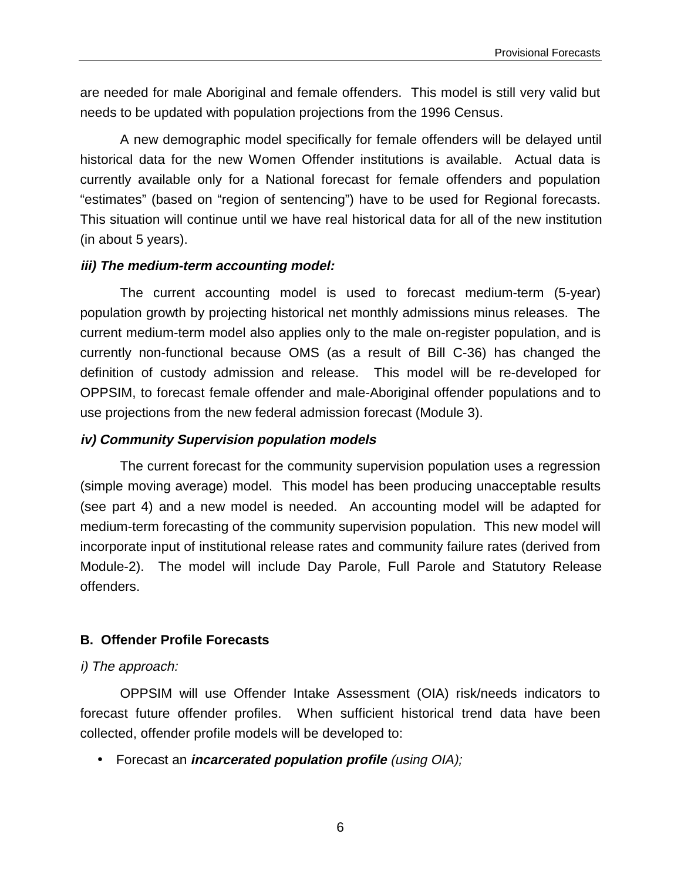are needed for male Aboriginal and female offenders. This model is still very valid but needs to be updated with population projections from the 1996 Census.

A new demographic model specifically for female offenders will be delayed until historical data for the new Women Offender institutions is available. Actual data is currently available only for a National forecast for female offenders and population "estimates" (based on "region of sentencing") have to be used for Regional forecasts. This situation will continue until we have real historical data for all of the new institution (in about 5 years).

***iii) The medium-term accounting model:***

The current accounting model is used to forecast medium-term (5-year) population growth by projecting historical net monthly admissions minus releases. The current medium-term model also applies only to the male on-register population, and is currently non-functional because OMS (as a result of Bill C-36) has changed the definition of custody admission and release. This model will be re-developed for OPPSIM, to forecast female offender and male-Aboriginal offender populations and to use projections from the new federal admission forecast (Module 3).

***iv) Community Supervision population models***

The current forecast for the community supervision population uses a regression (simple moving average) model. This model has been producing unacceptable results (see part 4) and a new model is needed. An accounting model will be adapted for medium-term forecasting of the community supervision population. This new model will incorporate input of institutional release rates and community failure rates (derived from Module-2). The model will include Day Parole, Full Parole and Statutory Release offenders.

**B. Offender Profile Forecasts**

*i) The approach:*

OPPSIM will use Offender Intake Assessment (OIA) risk/needs indicators to forecast future offender profiles. When sufficient historical trend data have been collected, offender profile models will be developed to:

- Forecast an ***incarcerated population profile*** *(using OIA);*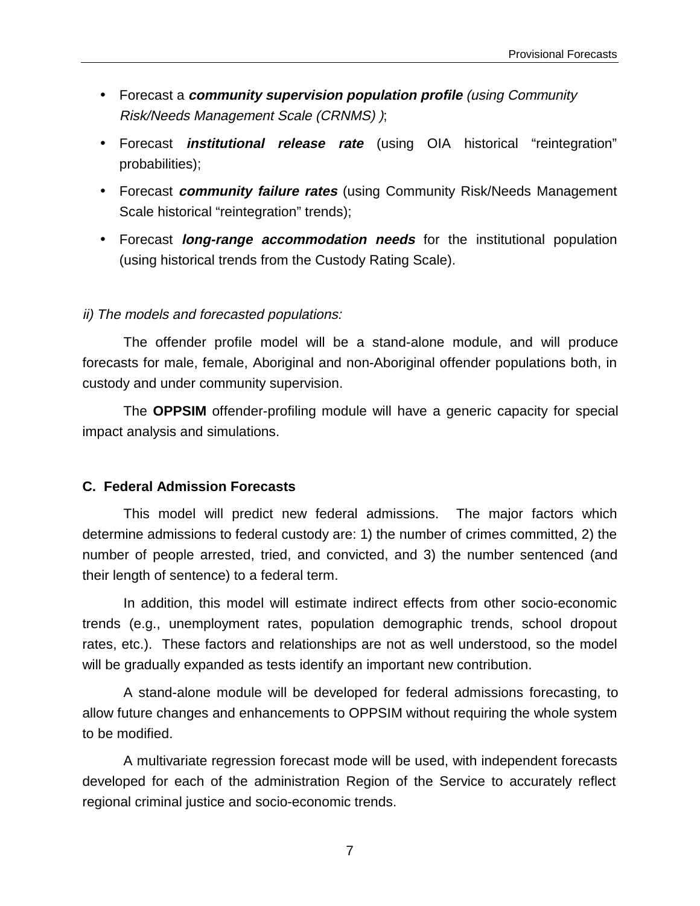- Forecast a ***community supervision population profile*** *(using Community Risk/Needs Management Scale (CRNMS) )*;
- Forecast ***institutional release rate*** (using OIA historical "reintegration" probabilities);
- Forecast ***community failure rates*** (using Community Risk/Needs Management Scale historical "reintegration" trends);
- Forecast ***long-range accommodation needs*** for the institutional population (using historical trends from the Custody Rating Scale).

*ii) The models and forecasted populations:*

The offender profile model will be a stand-alone module, and will produce forecasts for male, female, Aboriginal and non-Aboriginal offender populations both, in custody and under community supervision.

The **OPPSIM** offender-profiling module will have a generic capacity for special impact analysis and simulations.

### C. Federal Admission Forecasts

This model will predict new federal admissions. The major factors which determine admissions to federal custody are: 1) the number of crimes committed, 2) the number of people arrested, tried, and convicted, and 3) the number sentenced (and their length of sentence) to a federal term.

In addition, this model will estimate indirect effects from other socio-economic trends (e.g., unemployment rates, population demographic trends, school dropout rates, etc.). These factors and relationships are not as well understood, so the model will be gradually expanded as tests identify an important new contribution.

A stand-alone module will be developed for federal admissions forecasting, to allow future changes and enhancements to OPPSIM without requiring the whole system to be modified.

A multivariate regression forecast mode will be used, with independent forecasts developed for each of the administration Region of the Service to accurately reflect regional criminal justice and socio-economic trends.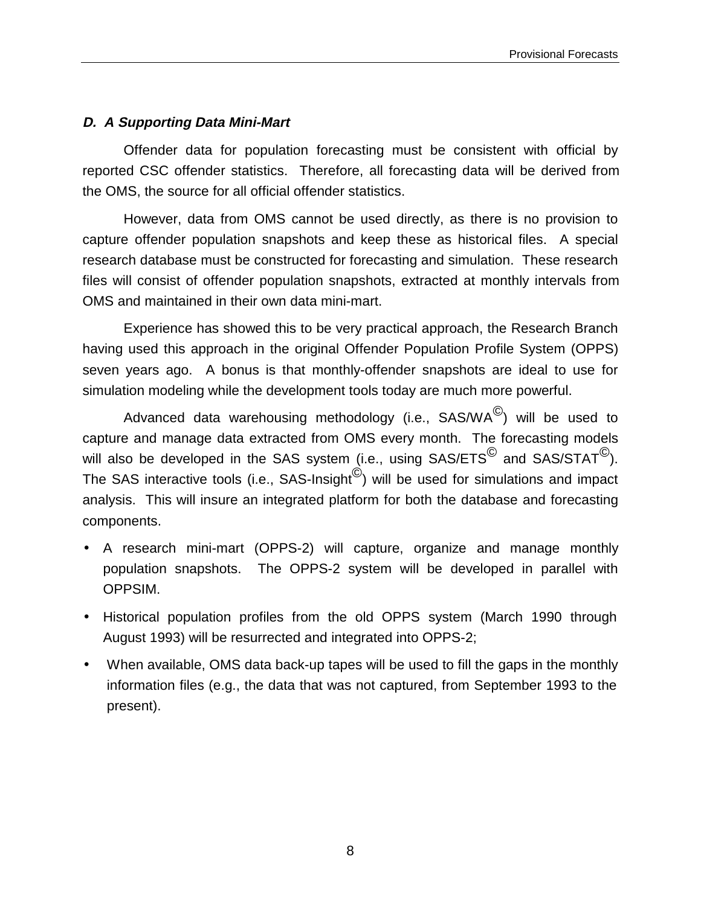#### *D. A Supporting Data Mini-Mart*

Offender data for population forecasting must be consistent with official by reported CSC offender statistics. Therefore, all forecasting data will be derived from the OMS, the source for all official offender statistics.

However, data from OMS cannot be used directly, as there is no provision to capture offender population snapshots and keep these as historical files. A special research database must be constructed for forecasting and simulation. These research files will consist of offender population snapshots, extracted at monthly intervals from OMS and maintained in their own data mini-mart.

Experience has showed this to be very practical approach, the Research Branch having used this approach in the original Offender Population Profile System (OPPS) seven years ago. A bonus is that monthly-offender snapshots are ideal to use for simulation modeling while the development tools today are much more powerful.

Advanced data warehousing methodology (i.e., SAS/WA©) will be used to capture and manage data extracted from OMS every month. The forecasting models will also be developed in the SAS system (i.e., using SAS/ETS© and SAS/STAT©). The SAS interactive tools (i.e., SAS-Insight©) will be used for simulations and impact analysis. This will insure an integrated platform for both the database and forecasting components.

- A research mini-mart (OPPS-2) will capture, organize and manage monthly population snapshots. The OPPS-2 system will be developed in parallel with OPPSIM.
- Historical population profiles from the old OPPS system (March 1990 through August 1993) will be resurrected and integrated into OPPS-2;
- When available, OMS data back-up tapes will be used to fill the gaps in the monthly information files (e.g., the data that was not captured, from September 1993 to the present).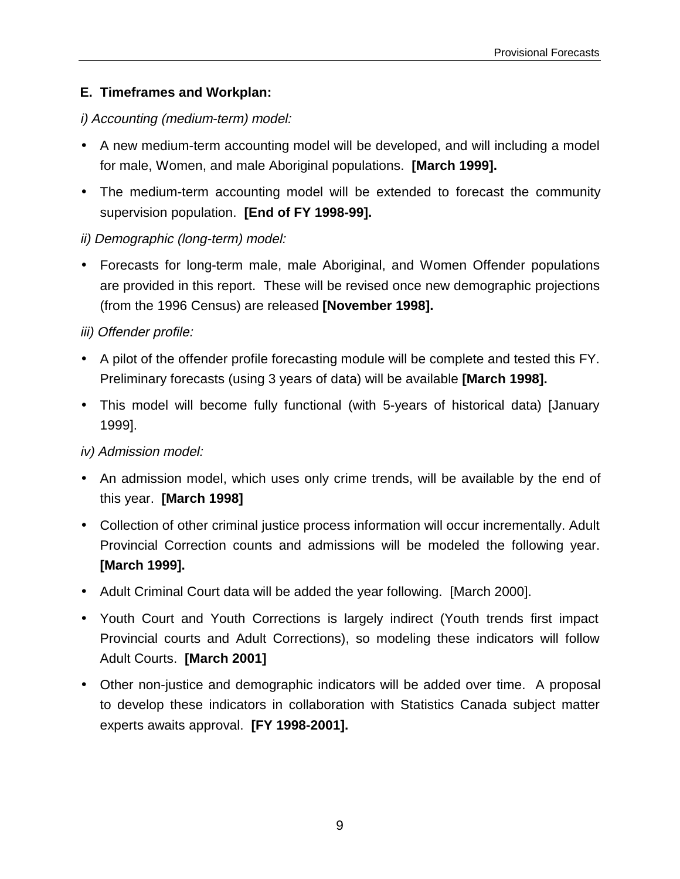## E. Timeframes and Workplan:

*i) Accounting (medium-term) model:*

- A new medium-term accounting model will be developed, and will including a model for male, Women, and male Aboriginal populations. **[March 1999].**
- The medium-term accounting model will be extended to forecast the community supervision population. **[End of FY 1998-99].**

*ii) Demographic (long-term) model:*

- Forecasts for long-term male, male Aboriginal, and Women Offender populations are provided in this report. These will be revised once new demographic projections (from the 1996 Census) are released **[November 1998].**

*iii) Offender profile:*

- A pilot of the offender profile forecasting module will be complete and tested this FY. Preliminary forecasts (using 3 years of data) will be available **[March 1998].**
- This model will become fully functional (with 5-years of historical data) [January 1999].

*iv) Admission model:*

- An admission model, which uses only crime trends, will be available by the end of this year. **[March 1998]**
- Collection of other criminal justice process information will occur incrementally. Adult Provincial Correction counts and admissions will be modeled the following year. **[March 1999].**
- Adult Criminal Court data will be added the year following. [March 2000].
- Youth Court and Youth Corrections is largely indirect (Youth trends first impact Provincial courts and Adult Corrections), so modeling these indicators will follow Adult Courts. **[March 2001]**
- Other non-justice and demographic indicators will be added over time. A proposal to develop these indicators in collaboration with Statistics Canada subject matter experts awaits approval. **[FY 1998-2001].**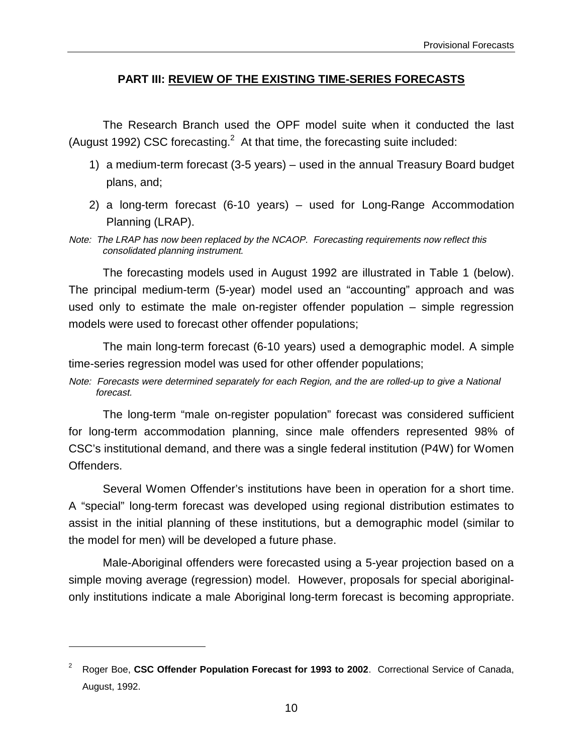## PART III: REVIEW OF THE EXISTING TIME-SERIES FORECASTS

The Research Branch used the OPF model suite when it conducted the last (August 1992) CSC forecasting.[2] At that time, the forecasting suite included:

1) a medium-term forecast (3-5 years) – used in the annual Treasury Board budget plans, and;
2) a long-term forecast (6-10 years) – used for Long-Range Accommodation Planning (LRAP).

*Note: The LRAP has now been replaced by the NCAOP. Forecasting requirements now reflect this consolidated planning instrument.*

The forecasting models used in August 1992 are illustrated in Table 1 (below). The principal medium-term (5-year) model used an "accounting" approach and was used only to estimate the male on-register offender population – simple regression models were used to forecast other offender populations;

The main long-term forecast (6-10 years) used a demographic model. A simple time-series regression model was used for other offender populations;

*Note: Forecasts were determined separately for each Region, and the are rolled-up to give a National forecast.*

The long-term "male on-register population" forecast was considered sufficient for long-term accommodation planning, since male offenders represented 98% of CSC's institutional demand, and there was a single federal institution (P4W) for Women Offenders.

Several Women Offender's institutions have been in operation for a short time. A "special" long-term forecast was developed using regional distribution estimates to assist in the initial planning of these institutions, but a demographic model (similar to the model for men) will be developed a future phase.

Male-Aboriginal offenders were forecasted using a 5-year projection based on a simple moving average (regression) model. However, proposals for special aboriginal-only institutions indicate a male Aboriginal long-term forecast is becoming appropriate.

---

[2] Roger Boe, **CSC Offender Population Forecast for 1993 to 2002**. Correctional Service of Canada, August, 1992.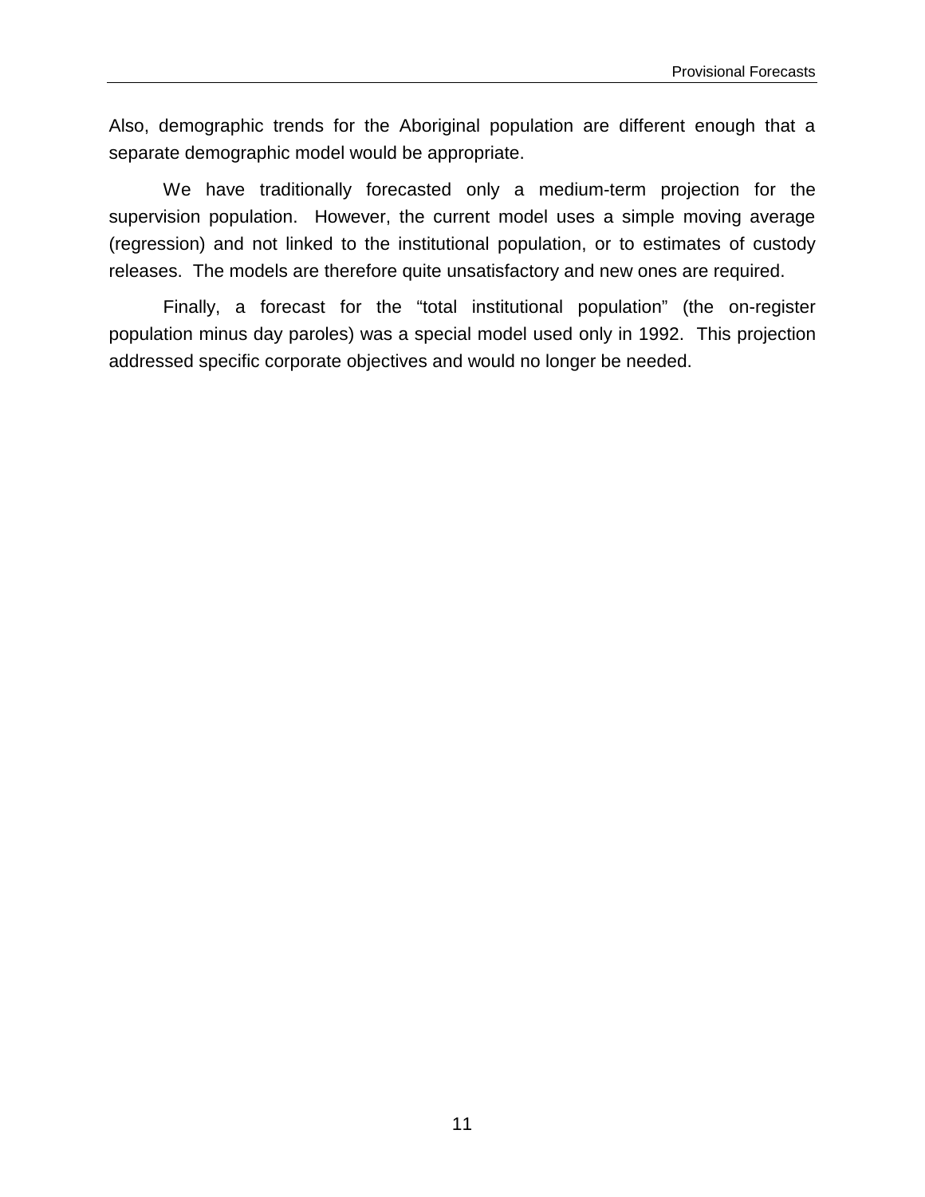Also, demographic trends for the Aboriginal population are different enough that a separate demographic model would be appropriate.

We have traditionally forecasted only a medium-term projection for the supervision population. However, the current model uses a simple moving average (regression) and not linked to the institutional population, or to estimates of custody releases. The models are therefore quite unsatisfactory and new ones are required.

Finally, a forecast for the "total institutional population" (the on-register population minus day paroles) was a special model used only in 1992. This projection addressed specific corporate objectives and would no longer be needed.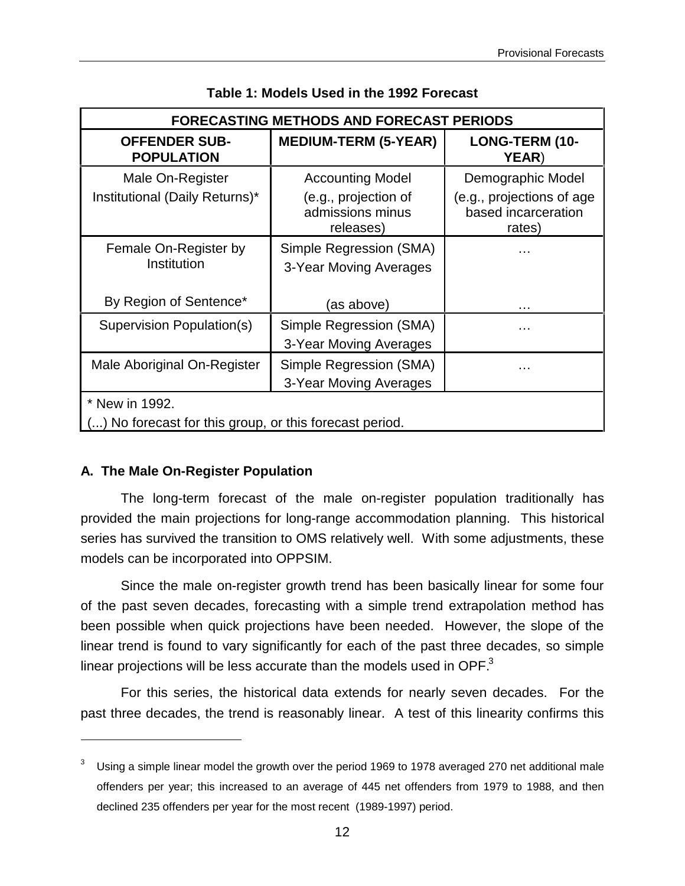**Table 1: Models Used in the 1992 Forecast**

| FORECASTING METHODS AND FORECAST PERIODS | | |
|---|---|---|
| **OFFENDER SUB-POPULATION** | **MEDIUM-TERM (5-YEAR)** | **LONG-TERM (10-YEAR)** |
| Male On-Register<br>Institutional (Daily Returns)* | Accounting Model<br>(e.g., projection of admissions minus releases) | Demographic Model<br>(e.g., projections of age based incarceration rates) |
| Female On-Register by Institution | Simple Regression (SMA)<br>3-Year Moving Averages | … |
| By Region of Sentence* | (as above) | … |
| Supervision Population(s) | Simple Regression (SMA)<br>3-Year Moving Averages | … |
| Male Aboriginal On-Register | Simple Regression (SMA)<br>3-Year Moving Averages | … |
| * New in 1992.<br>(...) No forecast for this group, or this forecast period. | | |

### A. The Male On-Register Population

The long-term forecast of the male on-register population traditionally has provided the main projections for long-range accommodation planning. This historical series has survived the transition to OMS relatively well. With some adjustments, these models can be incorporated into OPPSIM.

Since the male on-register growth trend has been basically linear for some four of the past seven decades, forecasting with a simple trend extrapolation method has been possible when quick projections have been needed. However, the slope of the linear trend is found to vary significantly for each of the past three decades, so simple linear projections will be less accurate than the models used in OPF.[3]

For this series, the historical data extends for nearly seven decades. For the past three decades, the trend is reasonably linear. A test of this linearity confirms this

[3] Using a simple linear model the growth over the period 1969 to 1978 averaged 270 net additional male offenders per year; this increased to an average of 445 net offenders from 1979 to 1988, and then declined 235 offenders per year for the most recent (1989-1997) period.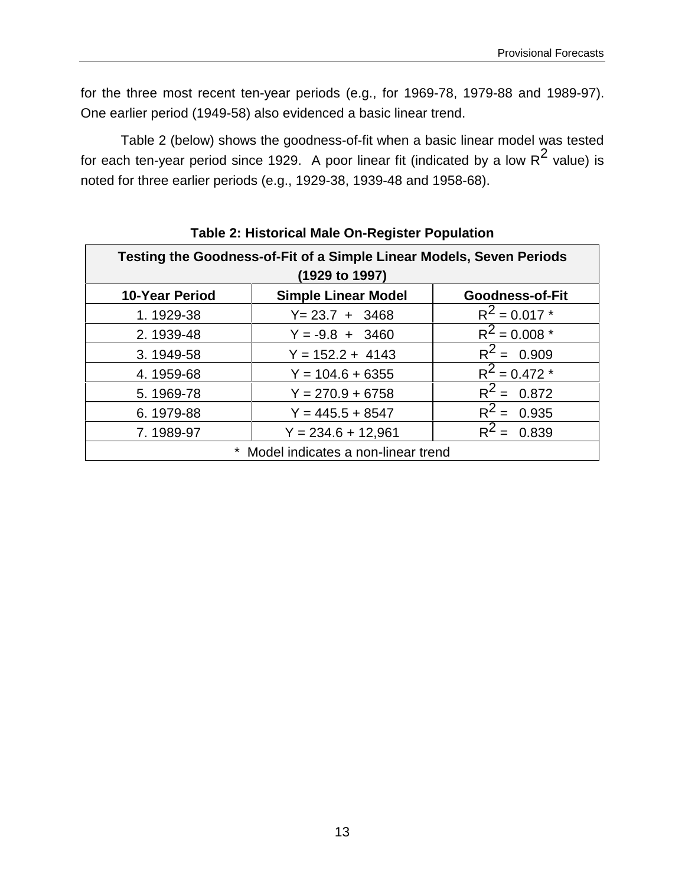for the three most recent ten-year periods (e.g., for 1969-78, 1979-88 and 1989-97). One earlier period (1949-58) also evidenced a basic linear trend.

Table 2 (below) shows the goodness-of-fit when a basic linear model was tested for each ten-year period since 1929. A poor linear fit (indicated by a low $R^2$ value) is noted for three earlier periods (e.g., 1929-38, 1939-48 and 1958-68).

**Table 2: Historical Male On-Register Population**

| **Testing the Goodness-of-Fit of a Simple Linear Models, Seven Periods (1929 to 1997)** | | |
|---|---|---|
| **10-Year Period** | **Simple Linear Model** | **Goodness-of-Fit** |
| 1. 1929-38 | Y= 23.7 + 3468 | $R^2$ = 0.017 * |
| 2. 1939-48 | Y = -9.8 + 3460 | $R^2$ = 0.008 * |
| 3. 1949-58 | Y = 152.2 + 4143 | $R^2$ = 0.909 |
| 4. 1959-68 | Y = 104.6 + 6355 | $R^2$ = 0.472 * |
| 5. 1969-78 | Y = 270.9 + 6758 | $R^2$ = 0.872 |
| 6. 1979-88 | Y = 445.5 + 8547 | $R^2$ = 0.935 |
| 7. 1989-97 | Y = 234.6 + 12,961 | $R^2$ = 0.839 |
| * Model indicates a non-linear trend | | |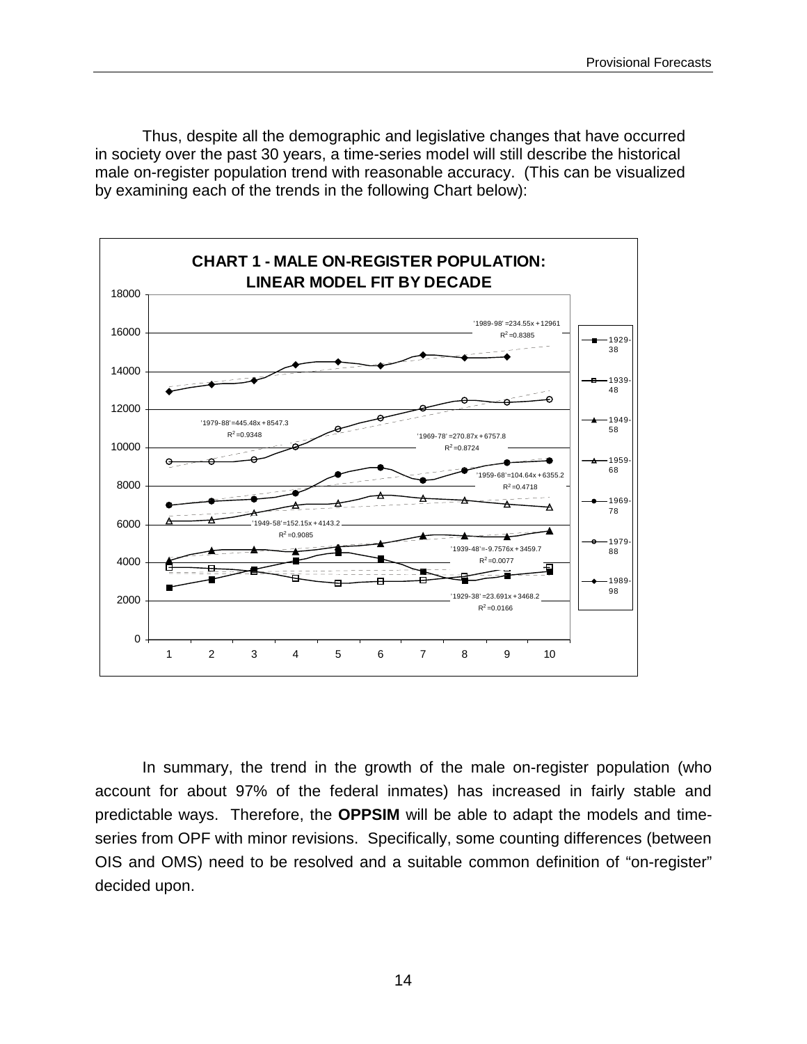Thus, despite all the demographic and legislative changes that have occurred in society over the past 30 years, a time-series model will still describe the historical male on-register population trend with reasonable accuracy. (This can be visualized by examining each of the trends in the following Chart below):

**CHART 1 - MALE ON-REGISTER POPULATION: LINEAR MODEL FIT BY DECADE**

| Decade | Linear fit | $R^2$ |
|---|---|---|
| 1929-38 | $y = 23.691x + 3468.2$ | 0.0166 |
| 1939-48 | $y = -9.7576x + 3459.7$ | 0.0077 |
| 1949-58 | $y = 152.15x + 4143.2$ | 0.9085 |
| 1959-68 | $y = 104.64x + 6355.2$ | 0.4718 |
| 1969-78 | $y = 270.87x + 6757.8$ | 0.8724 |
| 1979-88 | $y = 445.48x + 8547.3$ | 0.9348 |
| 1989-98 | $y = 234.55x + 12961$ | 0.8385 |

In summary, the trend in the growth of the male on-register population (who account for about 97% of the federal inmates) has increased in fairly stable and predictable ways. Therefore, the **OPPSIM** will be able to adapt the models and time-series from OPF with minor revisions. Specifically, some counting differences (between OIS and OMS) need to be resolved and a suitable common definition of "on-register" decided upon.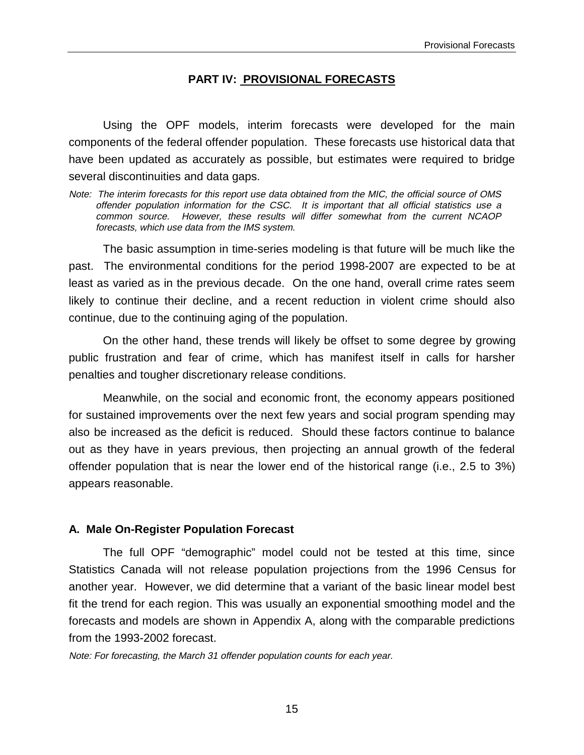# PART IV: PROVISIONAL FORECASTS

Using the OPF models, interim forecasts were developed for the main components of the federal offender population. These forecasts use historical data that have been updated as accurately as possible, but estimates were required to bridge several discontinuities and data gaps.

*Note: The interim forecasts for this report use data obtained from the MIC, the official source of OMS offender population information for the CSC. It is important that all official statistics use a common source. However, these results will differ somewhat from the current NCAOP forecasts, which use data from the IMS system.*

The basic assumption in time-series modeling is that future will be much like the past. The environmental conditions for the period 1998-2007 are expected to be at least as varied as in the previous decade. On the one hand, overall crime rates seem likely to continue their decline, and a recent reduction in violent crime should also continue, due to the continuing aging of the population.

On the other hand, these trends will likely be offset to some degree by growing public frustration and fear of crime, which has manifest itself in calls for harsher penalties and tougher discretionary release conditions.

Meanwhile, on the social and economic front, the economy appears positioned for sustained improvements over the next few years and social program spending may also be increased as the deficit is reduced. Should these factors continue to balance out as they have in years previous, then projecting an annual growth of the federal offender population that is near the lower end of the historical range (i.e., 2.5 to 3%) appears reasonable.

## A. Male On-Register Population Forecast

The full OPF "demographic" model could not be tested at this time, since Statistics Canada will not release population projections from the 1996 Census for another year. However, we did determine that a variant of the basic linear model best fit the trend for each region. This was usually an exponential smoothing model and the forecasts and models are shown in Appendix A, along with the comparable predictions from the 1993-2002 forecast.

*Note: For forecasting, the March 31 offender population counts for each year.*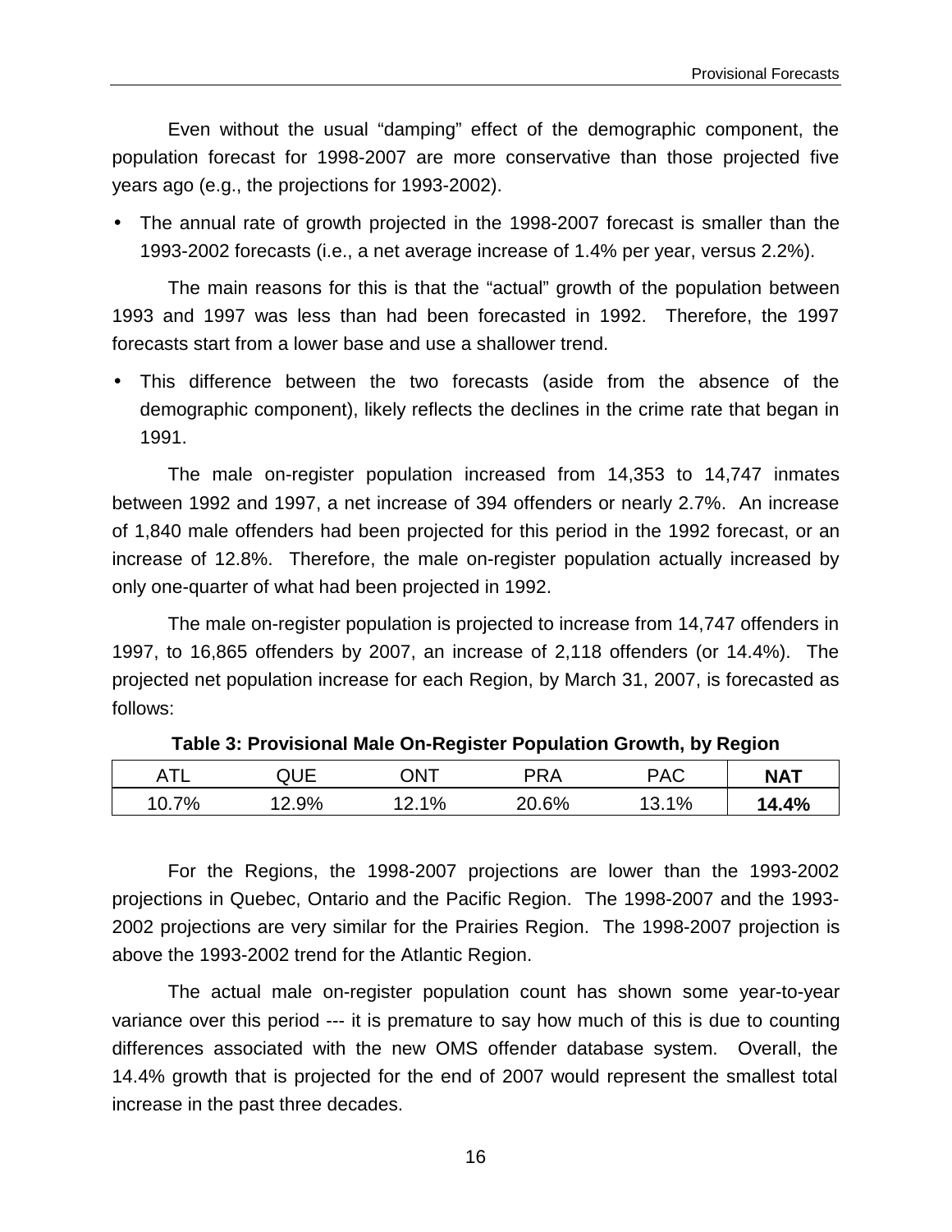Even without the usual "damping" effect of the demographic component, the population forecast for 1998-2007 are more conservative than those projected five years ago (e.g., the projections for 1993-2002).

- The annual rate of growth projected in the 1998-2007 forecast is smaller than the 1993-2002 forecasts (i.e., a net average increase of 1.4% per year, versus 2.2%).

The main reasons for this is that the "actual" growth of the population between 1993 and 1997 was less than had been forecasted in 1992. Therefore, the 1997 forecasts start from a lower base and use a shallower trend.

- This difference between the two forecasts (aside from the absence of the demographic component), likely reflects the declines in the crime rate that began in 1991.

The male on-register population increased from 14,353 to 14,747 inmates between 1992 and 1997, a net increase of 394 offenders or nearly 2.7%. An increase of 1,840 male offenders had been projected for this period in the 1992 forecast, or an increase of 12.8%. Therefore, the male on-register population actually increased by only one-quarter of what had been projected in 1992.

The male on-register population is projected to increase from 14,747 offenders in 1997, to 16,865 offenders by 2007, an increase of 2,118 offenders (or 14.4%). The projected net population increase for each Region, by March 31, 2007, is forecasted as follows:

**Table 3: Provisional Male On-Register Population Growth, by Region**

| ATL | QUE | ONT | PRA | PAC | **NAT** |
|---|---|---|---|---|---|
| 10.7% | 12.9% | 12.1% | 20.6% | 13.1% | **14.4%** |

For the Regions, the 1998-2007 projections are lower than the 1993-2002 projections in Quebec, Ontario and the Pacific Region. The 1998-2007 and the 1993-2002 projections are very similar for the Prairies Region. The 1998-2007 projection is above the 1993-2002 trend for the Atlantic Region.

The actual male on-register population count has shown some year-to-year variance over this period --- it is premature to say how much of this is due to counting differences associated with the new OMS offender database system. Overall, the 14.4% growth that is projected for the end of 2007 would represent the smallest total increase in the past three decades.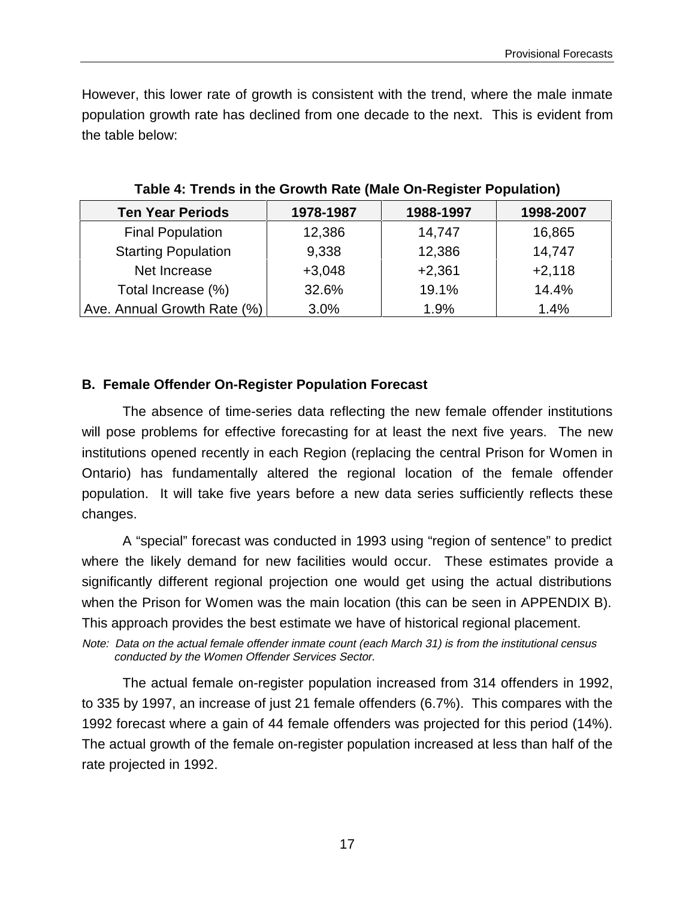However, this lower rate of growth is consistent with the trend, where the male inmate population growth rate has declined from one decade to the next. This is evident from the table below:

**Table 4: Trends in the Growth Rate (Male On-Register Population)**

| Ten Year Periods | 1978-1987 | 1988-1997 | 1998-2007 |
|---|---|---|---|
| Final Population | 12,386 | 14,747 | 16,865 |
| Starting Population | 9,338 | 12,386 | 14,747 |
| Net Increase | +3,048 | +2,361 | +2,118 |
| Total Increase (%) | 32.6% | 19.1% | 14.4% |
| Ave. Annual Growth Rate (%) | 3.0% | 1.9% | 1.4% |

### B. Female Offender On-Register Population Forecast

The absence of time-series data reflecting the new female offender institutions will pose problems for effective forecasting for at least the next five years. The new institutions opened recently in each Region (replacing the central Prison for Women in Ontario) has fundamentally altered the regional location of the female offender population. It will take five years before a new data series sufficiently reflects these changes.

A "special" forecast was conducted in 1993 using "region of sentence" to predict where the likely demand for new facilities would occur. These estimates provide a significantly different regional projection one would get using the actual distributions when the Prison for Women was the main location (this can be seen in APPENDIX B). This approach provides the best estimate we have of historical regional placement.

*Note: Data on the actual female offender inmate count (each March 31) is from the institutional census conducted by the Women Offender Services Sector.*

The actual female on-register population increased from 314 offenders in 1992, to 335 by 1997, an increase of just 21 female offenders (6.7%). This compares with the 1992 forecast where a gain of 44 female offenders was projected for this period (14%). The actual growth of the female on-register population increased at less than half of the rate projected in 1992.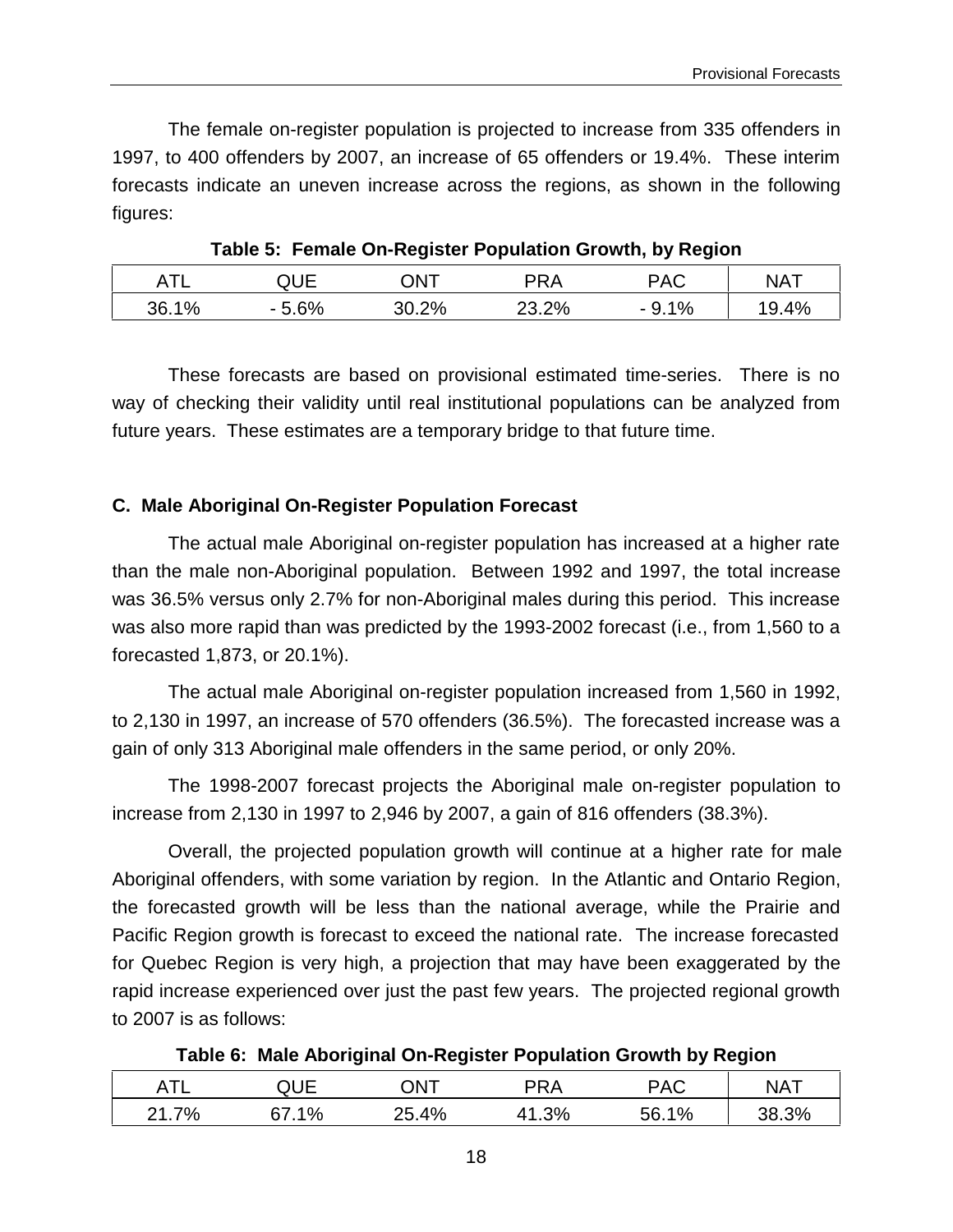The female on-register population is projected to increase from 335 offenders in 1997, to 400 offenders by 2007, an increase of 65 offenders or 19.4%. These interim forecasts indicate an uneven increase across the regions, as shown in the following figures:

**Table 5: Female On-Register Population Growth, by Region**

| ATL | QUE | ONT | PRA | PAC | NAT |
|---|---|---|---|---|---|
| 36.1% | - 5.6% | 30.2% | 23.2% | - 9.1% | 19.4% |

These forecasts are based on provisional estimated time-series. There is no way of checking their validity until real institutional populations can be analyzed from future years. These estimates are a temporary bridge to that future time.

### C. Male Aboriginal On-Register Population Forecast

The actual male Aboriginal on-register population has increased at a higher rate than the male non-Aboriginal population. Between 1992 and 1997, the total increase was 36.5% versus only 2.7% for non-Aboriginal males during this period. This increase was also more rapid than was predicted by the 1993-2002 forecast (i.e., from 1,560 to a forecasted 1,873, or 20.1%).

The actual male Aboriginal on-register population increased from 1,560 in 1992, to 2,130 in 1997, an increase of 570 offenders (36.5%). The forecasted increase was a gain of only 313 Aboriginal male offenders in the same period, or only 20%.

The 1998-2007 forecast projects the Aboriginal male on-register population to increase from 2,130 in 1997 to 2,946 by 2007, a gain of 816 offenders (38.3%).

Overall, the projected population growth will continue at a higher rate for male Aboriginal offenders, with some variation by region. In the Atlantic and Ontario Region, the forecasted growth will be less than the national average, while the Prairie and Pacific Region growth is forecast to exceed the national rate. The increase forecasted for Quebec Region is very high, a projection that may have been exaggerated by the rapid increase experienced over just the past few years. The projected regional growth to 2007 is as follows:

**Table 6: Male Aboriginal On-Register Population Growth by Region**

| ATL | QUE | ONT | PRA | PAC | NAT |
|---|---|---|---|---|---|
| 21.7% | 67.1% | 25.4% | 41.3% | 56.1% | 38.3% |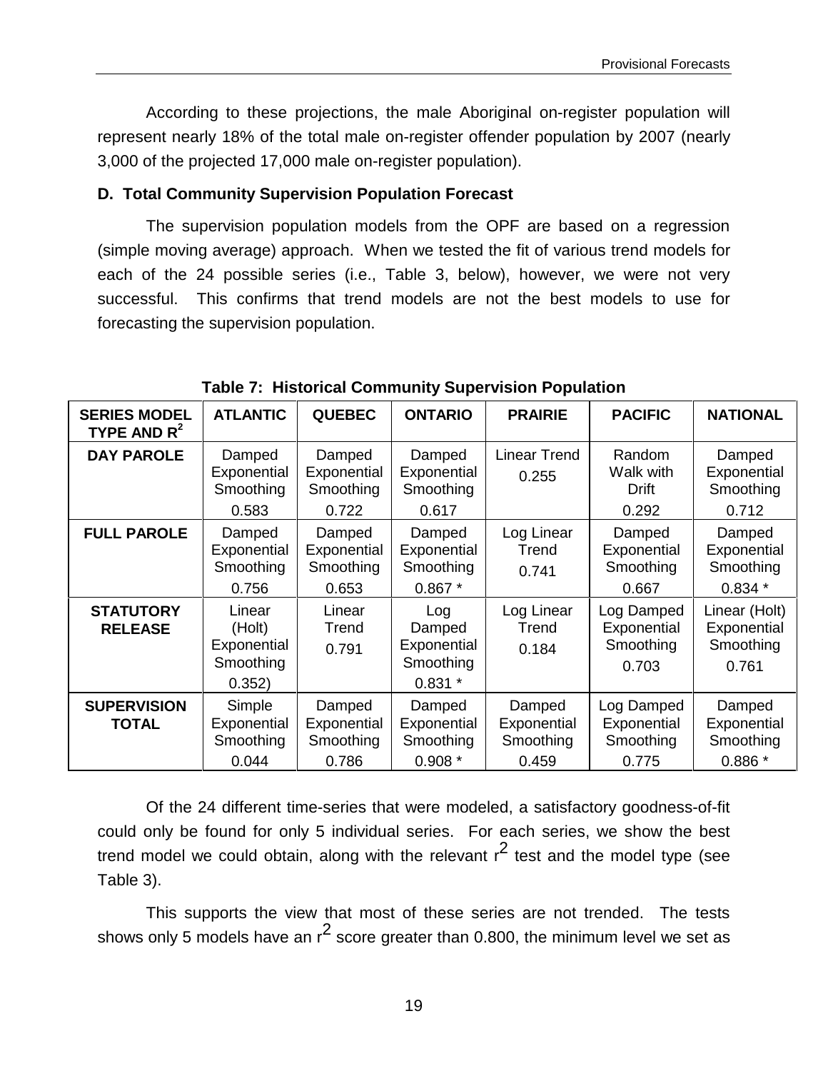According to these projections, the male Aboriginal on-register population will represent nearly 18% of the total male on-register offender population by 2007 (nearly 3,000 of the projected 17,000 male on-register population).

### D. Total Community Supervision Population Forecast

The supervision population models from the OPF are based on a regression (simple moving average) approach. When we tested the fit of various trend models for each of the 24 possible series (i.e., Table 3, below), however, we were not very successful. This confirms that trend models are not the best models to use for forecasting the supervision population.

**Table 7: Historical Community Supervision Population**

| SERIES MODEL TYPE AND $R^2$ | ATLANTIC | QUEBEC | ONTARIO | PRAIRIE | PACIFIC | NATIONAL |
|---|---|---|---|---|---|---|
| **DAY PAROLE** | Damped Exponential Smoothing 0.583 | Damped Exponential Smoothing 0.722 | Damped Exponential Smoothing 0.617 | Linear Trend 0.255 | Random Walk with Drift 0.292 | Damped Exponential Smoothing 0.712 |
| **FULL PAROLE** | Damped Exponential Smoothing 0.756 | Damped Exponential Smoothing 0.653 | Damped Exponential Smoothing 0.867 * | Log Linear Trend 0.741 | Damped Exponential Smoothing 0.667 | Damped Exponential Smoothing 0.834 * |
| **STATUTORY RELEASE** | Linear (Holt) Exponential Smoothing 0.352) | Linear Trend 0.791 | Log Damped Exponential Smoothing 0.831 * | Log Linear Trend 0.184 | Log Damped Exponential Smoothing 0.703 | Linear (Holt) Exponential Smoothing 0.761 |
| **SUPERVISION TOTAL** | Simple Exponential Smoothing 0.044 | Damped Exponential Smoothing 0.786 | Damped Exponential Smoothing 0.908 * | Damped Exponential Smoothing 0.459 | Log Damped Exponential Smoothing 0.775 | Damped Exponential Smoothing 0.886 * |

Of the 24 different time-series that were modeled, a satisfactory goodness-of-fit could only be found for only 5 individual series. For each series, we show the best trend model we could obtain, along with the relevant $r^2$ test and the model type (see Table 3).

This supports the view that most of these series are not trended. The tests shows only 5 models have an $r^2$ score greater than 0.800, the minimum level we set as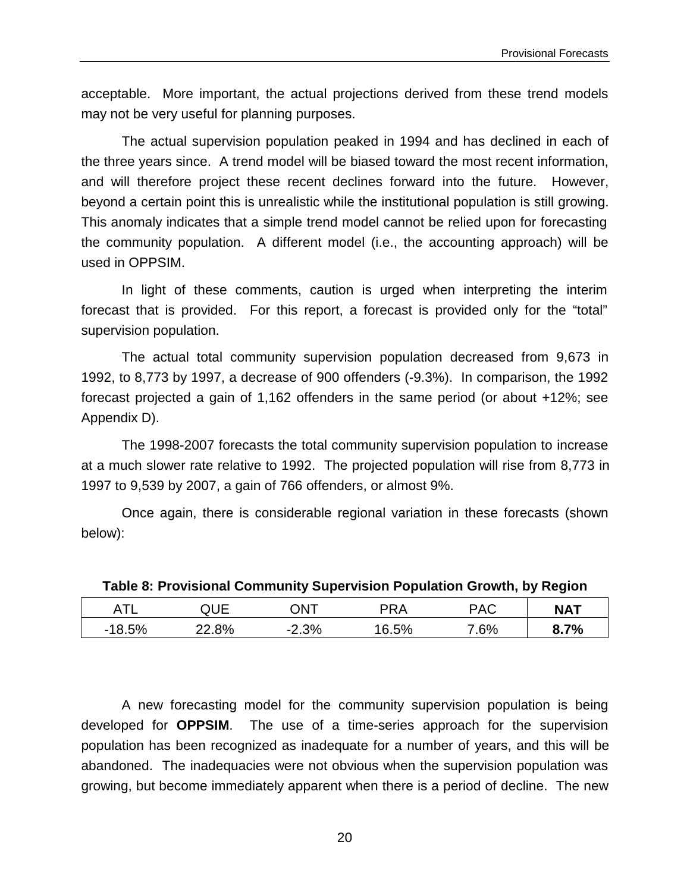acceptable.  More important, the actual projections derived from these trend models may not be very useful for planning purposes.

The actual supervision population peaked in 1994 and has declined in each of the three years since.  A trend model will be biased toward the most recent information, and will therefore project these recent declines forward into the future.  However, beyond a certain point this is unrealistic while the institutional population is still growing. This anomaly indicates that a simple trend model cannot be relied upon for forecasting the community population.  A different model (i.e., the accounting approach) will be used in OPPSIM.

In light of these comments, caution is urged when interpreting the interim forecast that is provided.  For this report, a forecast is provided only for the "total" supervision population.

The actual total community supervision population decreased from 9,673 in 1992, to 8,773 by 1997, a decrease of 900 offenders (-9.3%).  In comparison, the 1992 forecast projected a gain of 1,162 offenders in the same period (or about +12%; see Appendix D).

The 1998-2007 forecasts the total community supervision population to increase at a much slower rate relative to 1992.  The projected population will rise from 8,773 in 1997 to 9,539 by 2007, a gain of 766 offenders, or almost 9%.

Once again, there is considerable regional variation in these forecasts (shown below):

**Table 8: Provisional Community Supervision Population Growth, by Region**

| ATL | QUE | ONT | PRA | PAC | **NAT** |
|---|---|---|---|---|---|
| -18.5% | 22.8% | -2.3% | 16.5% | 7.6% | **8.7%** |

A new forecasting model for the community supervision population is being developed for **OPPSIM**.  The use of a time-series approach for the supervision population has been recognized as inadequate for a number of years, and this will be abandoned.  The inadequacies were not obvious when the supervision population was growing, but become immediately apparent when there is a period of decline.  The new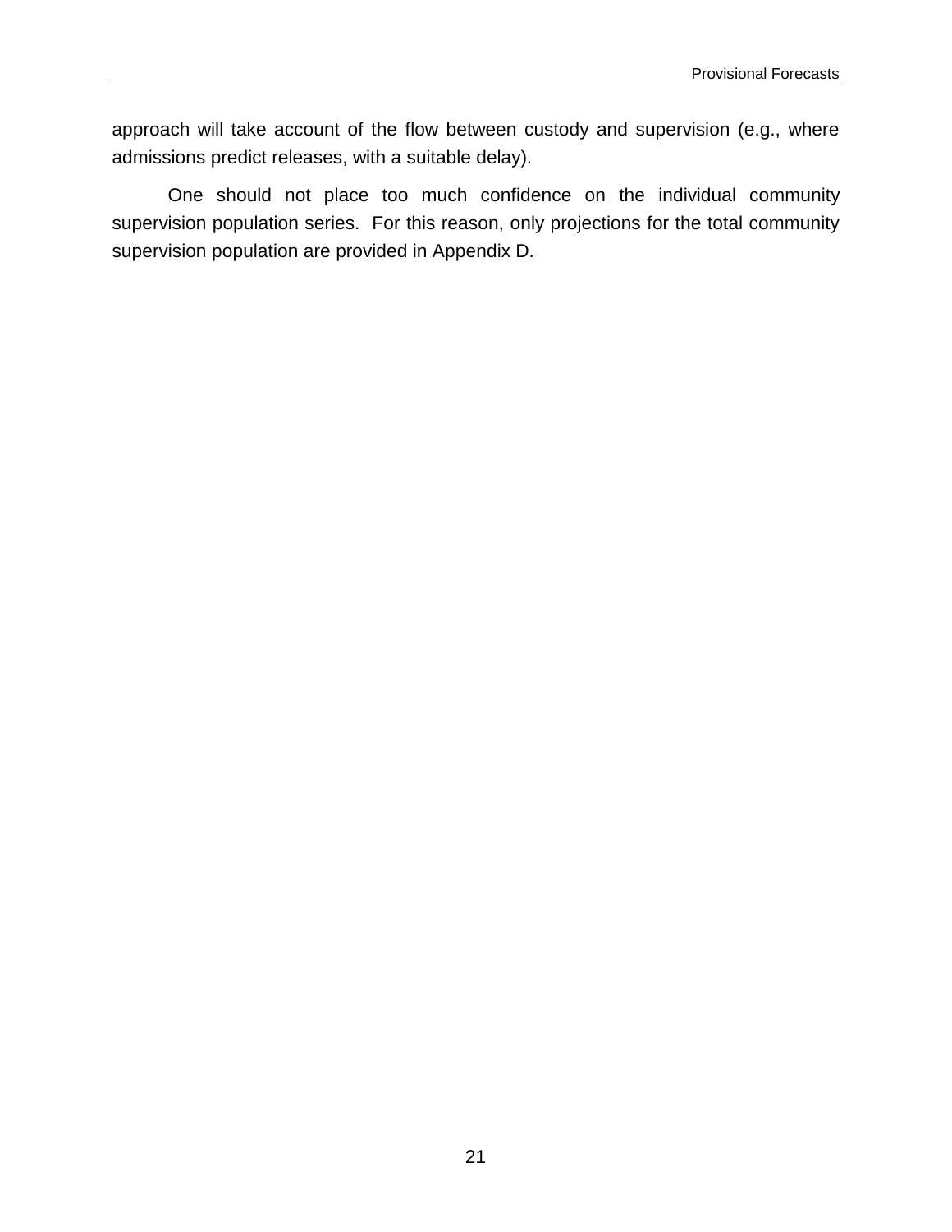approach will take account of the flow between custody and supervision (e.g., where admissions predict releases, with a suitable delay).

One should not place too much confidence on the individual community supervision population series. For this reason, only projections for the total community supervision population are provided in Appendix D.